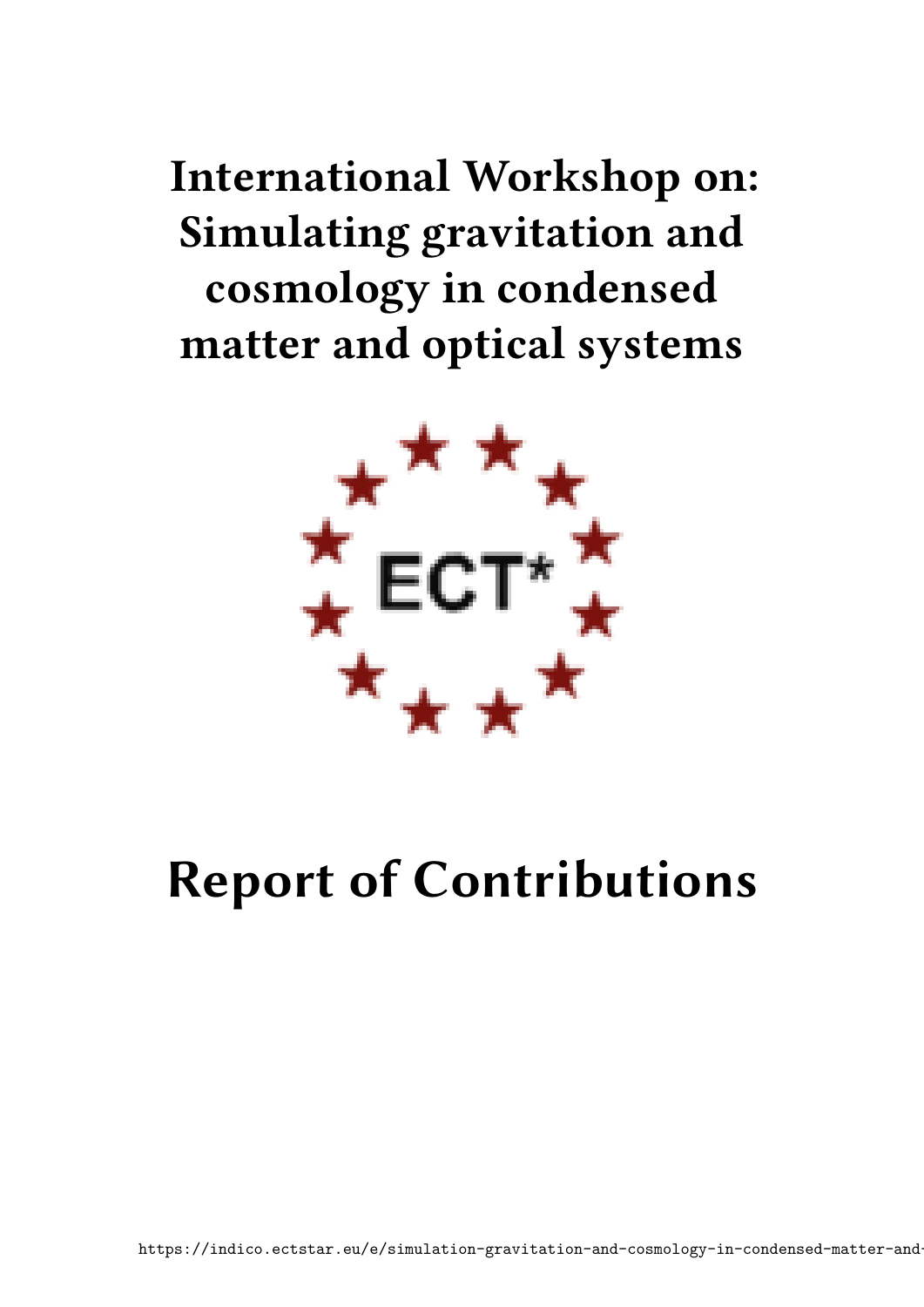# International Workshop on: Simulating gravitation and cosmology in condensed matter and optical systems

ECT*

# Report of Contributions

https://indico.ectstar.eu/e/simulation-gravitation-and-cosmology-in-condensed-matter-and-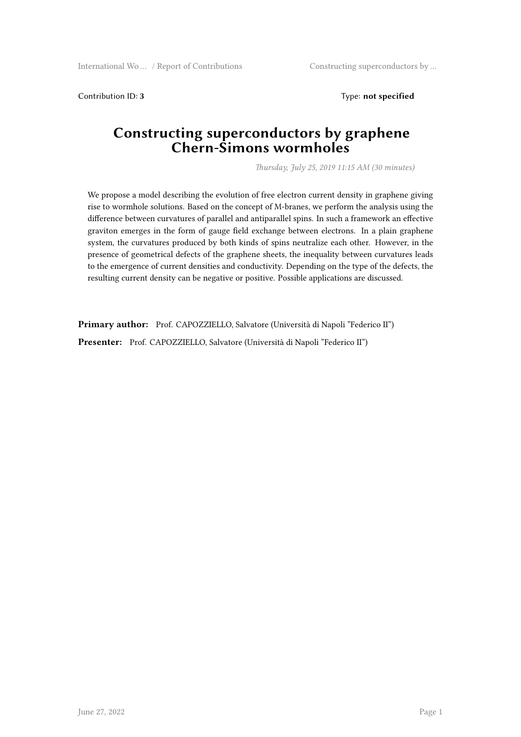Contribution ID: **3** Type: **not specified**

# Constructing superconductors by graphene Chern-Simons wormholes

*Thursday, July 25, 2019 11:15 AM (30 minutes)*

We propose a model describing the evolution of free electron current density in graphene giving rise to wormhole solutions. Based on the concept of M-branes, we perform the analysis using the difference between curvatures of parallel and antiparallel spins. In such a framework an effective graviton emerges in the form of gauge field exchange between electrons. In a plain graphene system, the curvatures produced by both kinds of spins neutralize each other. However, in the presence of geometrical defects of the graphene sheets, the inequality between curvatures leads to the emergence of current densities and conductivity. Depending on the type of the defects, the resulting current density can be negative or positive. Possible applications are discussed.

**Primary author:** Prof. CAPOZZIELLO, Salvatore (Università di Napoli "Federico II")

**Presenter:** Prof. CAPOZZIELLO, Salvatore (Università di Napoli "Federico II")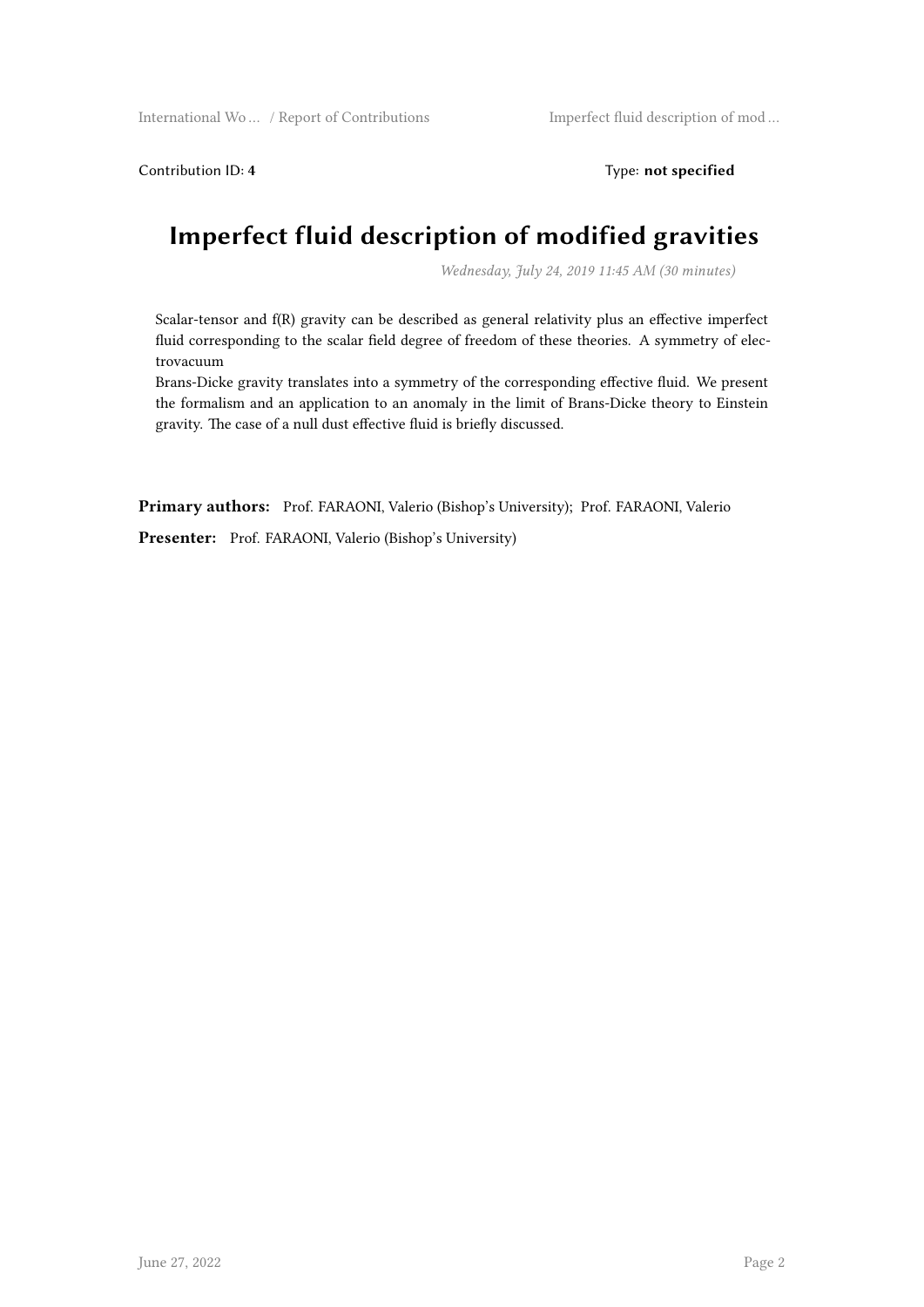Contribution ID: **4**

Type: **not specified**

# Imperfect fluid description of modified gravities

*Wednesday, July 24, 2019 11:45 AM (30 minutes)*

Scalar-tensor and f(R) gravity can be described as general relativity plus an effective imperfect fluid corresponding to the scalar field degree of freedom of these theories. A symmetry of electrovacuum
Brans-Dicke gravity translates into a symmetry of the corresponding effective fluid. We present the formalism and an application to an anomaly in the limit of Brans-Dicke theory to Einstein gravity. The case of a null dust effective fluid is briefly discussed.

**Primary authors:** Prof. FARAONI, Valerio (Bishop's University); Prof. FARAONI, Valerio

**Presenter:** Prof. FARAONI, Valerio (Bishop's University)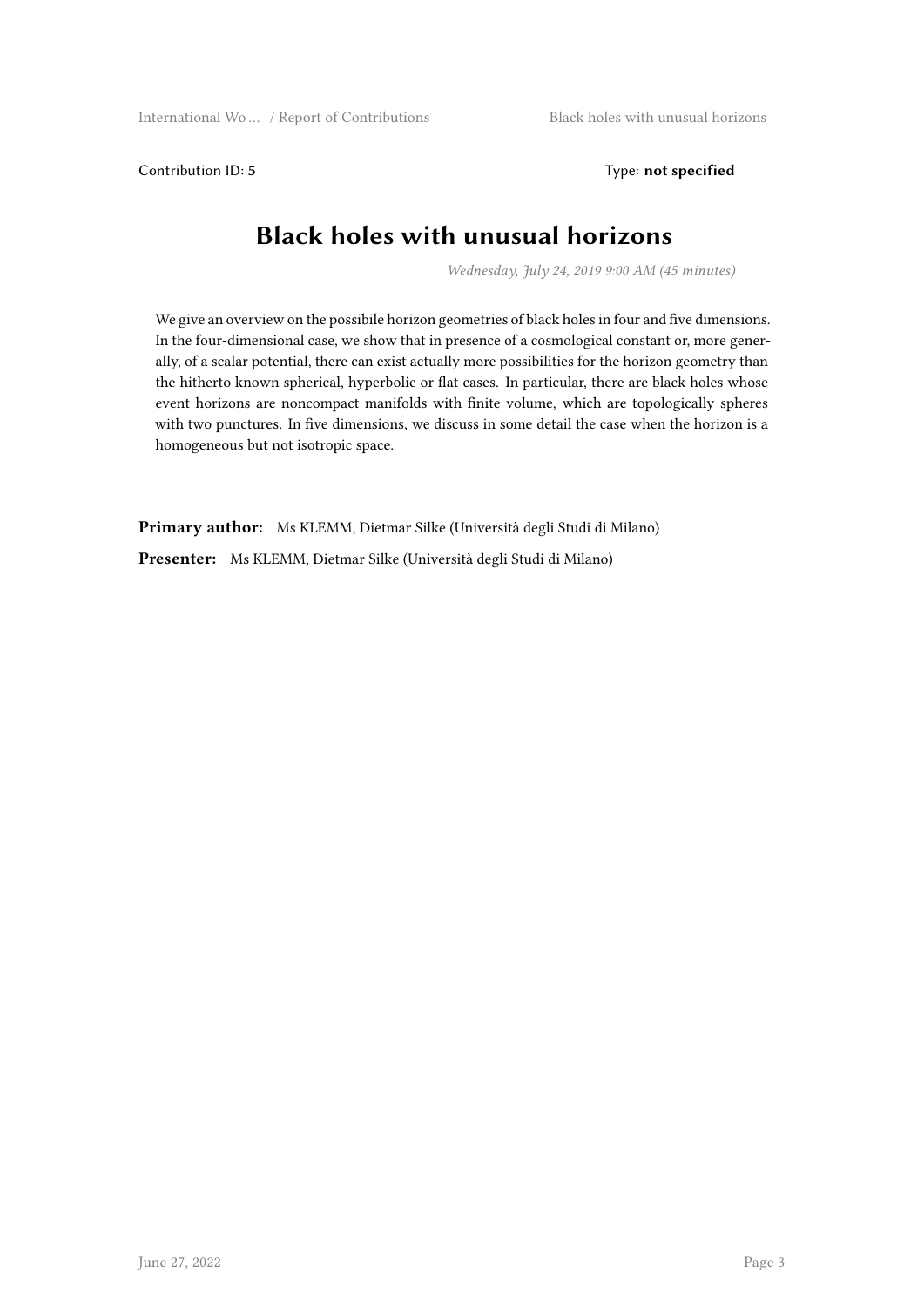Contribution ID: **5** Type: **not specified**

# Black holes with unusual horizons

*Wednesday, July 24, 2019 9:00 AM (45 minutes)*

We give an overview on the possibile horizon geometries of black holes in four and five dimensions. In the four-dimensional case, we show that in presence of a cosmological constant or, more generally, of a scalar potential, there can exist actually more possibilities for the horizon geometry than the hitherto known spherical, hyperbolic or flat cases. In particular, there are black holes whose event horizons are noncompact manifolds with finite volume, which are topologically spheres with two punctures. In five dimensions, we discuss in some detail the case when the horizon is a homogeneous but not isotropic space.

**Primary author:** Ms KLEMM, Dietmar Silke (Università degli Studi di Milano)

**Presenter:** Ms KLEMM, Dietmar Silke (Università degli Studi di Milano)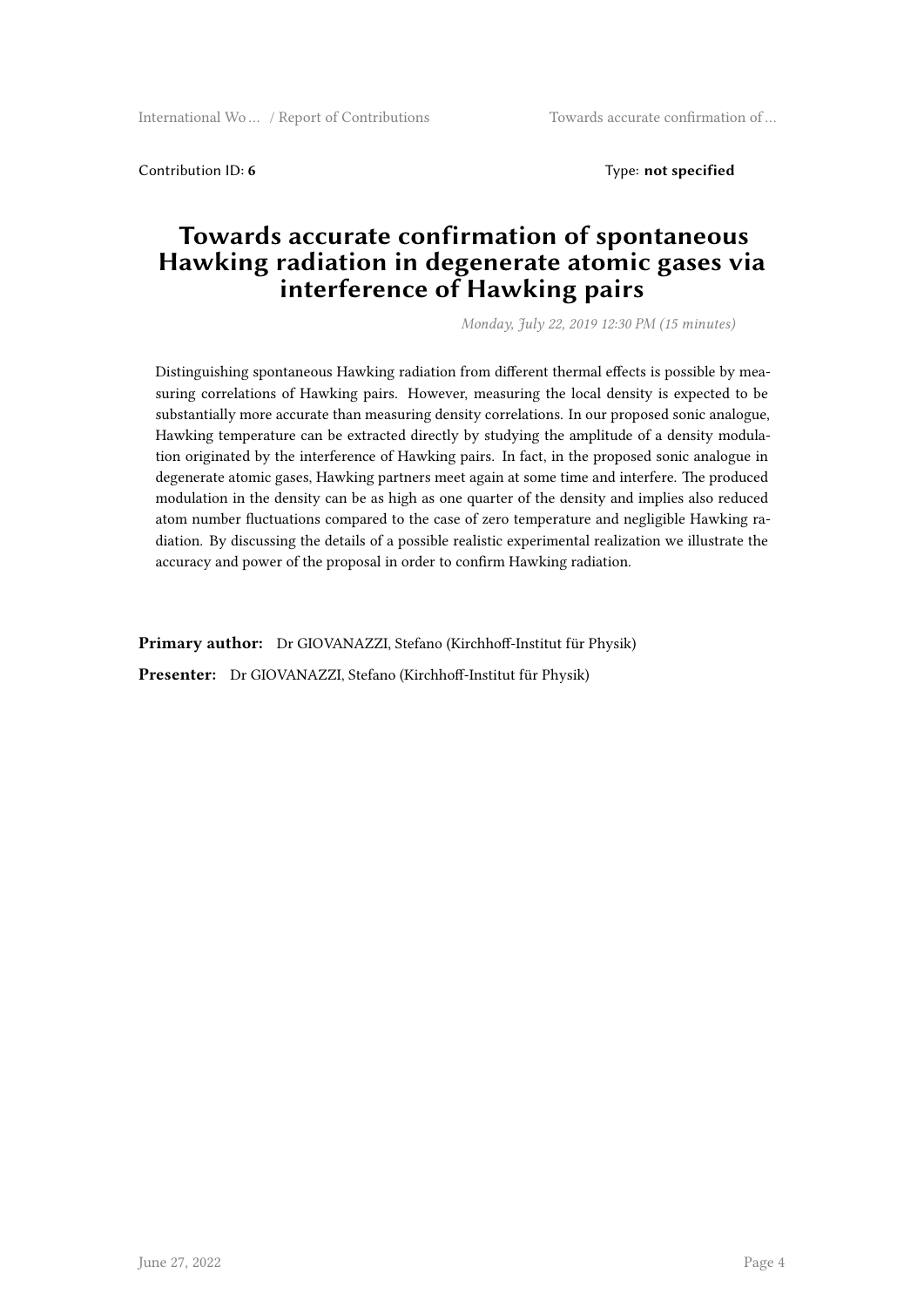Contribution ID: **6**

Type: **not specified**

# Towards accurate confirmation of spontaneous Hawking radiation in degenerate atomic gases via interference of Hawking pairs

*Monday, July 22, 2019 12:30 PM (15 minutes)*

Distinguishing spontaneous Hawking radiation from different thermal effects is possible by measuring correlations of Hawking pairs. However, measuring the local density is expected to be substantially more accurate than measuring density correlations. In our proposed sonic analogue, Hawking temperature can be extracted directly by studying the amplitude of a density modulation originated by the interference of Hawking pairs. In fact, in the proposed sonic analogue in degenerate atomic gases, Hawking partners meet again at some time and interfere. The produced modulation in the density can be as high as one quarter of the density and implies also reduced atom number fluctuations compared to the case of zero temperature and negligible Hawking radiation. By discussing the details of a possible realistic experimental realization we illustrate the accuracy and power of the proposal in order to confirm Hawking radiation.

**Primary author:** Dr GIOVANAZZI, Stefano (Kirchhoff-Institut für Physik)

**Presenter:** Dr GIOVANAZZI, Stefano (Kirchhoff-Institut für Physik)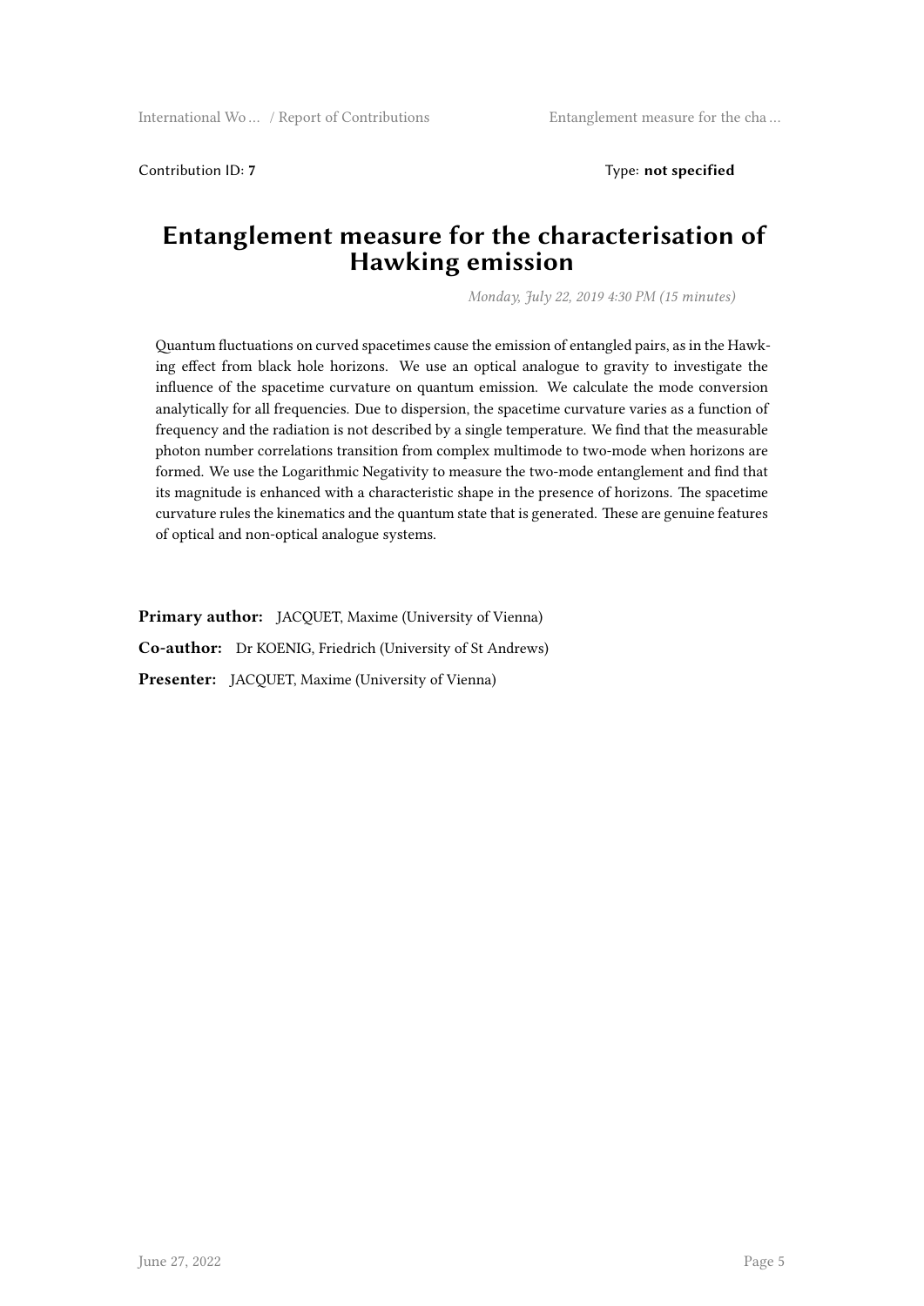Contribution ID: **7**

Type: **not specified**

# Entanglement measure for the characterisation of Hawking emission

*Monday, July 22, 2019 4:30 PM (15 minutes)*

Quantum fluctuations on curved spacetimes cause the emission of entangled pairs, as in the Hawking effect from black hole horizons. We use an optical analogue to gravity to investigate the influence of the spacetime curvature on quantum emission. We calculate the mode conversion analytically for all frequencies. Due to dispersion, the spacetime curvature varies as a function of frequency and the radiation is not described by a single temperature. We find that the measurable photon number correlations transition from complex multimode to two-mode when horizons are formed. We use the Logarithmic Negativity to measure the two-mode entanglement and find that its magnitude is enhanced with a characteristic shape in the presence of horizons. The spacetime curvature rules the kinematics and the quantum state that is generated. These are genuine features of optical and non-optical analogue systems.

**Primary author:** JACQUET, Maxime (University of Vienna)

**Co-author:** Dr KOENIG, Friedrich (University of St Andrews)

**Presenter:** JACQUET, Maxime (University of Vienna)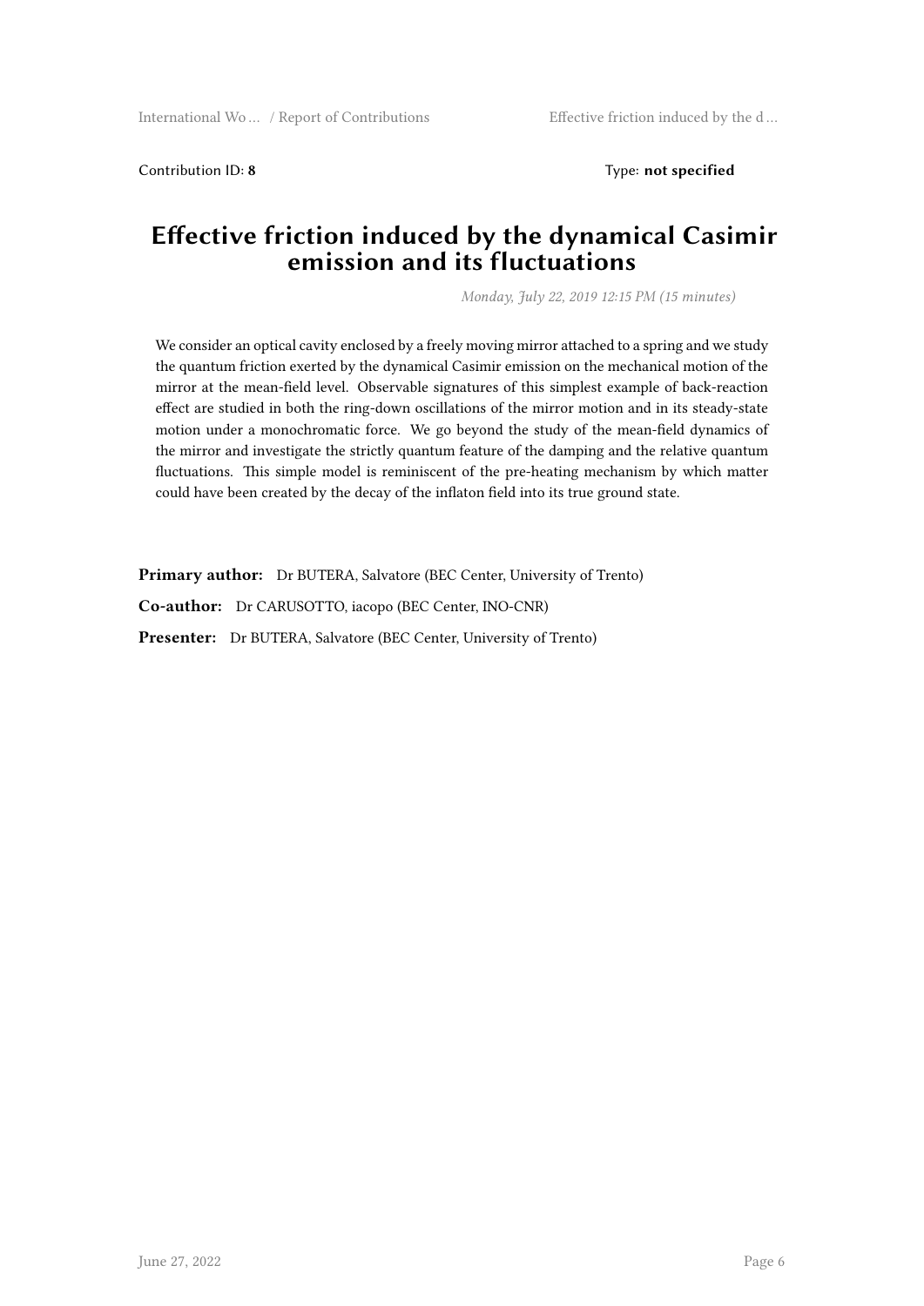Contribution ID: **8** Type: **not specified**

# Effective friction induced by the dynamical Casimir emission and its fluctuations

*Monday, July 22, 2019 12:15 PM (15 minutes)*

We consider an optical cavity enclosed by a freely moving mirror attached to a spring and we study the quantum friction exerted by the dynamical Casimir emission on the mechanical motion of the mirror at the mean-field level. Observable signatures of this simplest example of back-reaction effect are studied in both the ring-down oscillations of the mirror motion and in its steady-state motion under a monochromatic force. We go beyond the study of the mean-field dynamics of the mirror and investigate the strictly quantum feature of the damping and the relative quantum fluctuations. This simple model is reminiscent of the pre-heating mechanism by which matter could have been created by the decay of the inflaton field into its true ground state.

**Primary author:** Dr BUTERA, Salvatore (BEC Center, University of Trento)

**Co-author:** Dr CARUSOTTO, iacopo (BEC Center, INO-CNR)

**Presenter:** Dr BUTERA, Salvatore (BEC Center, University of Trento)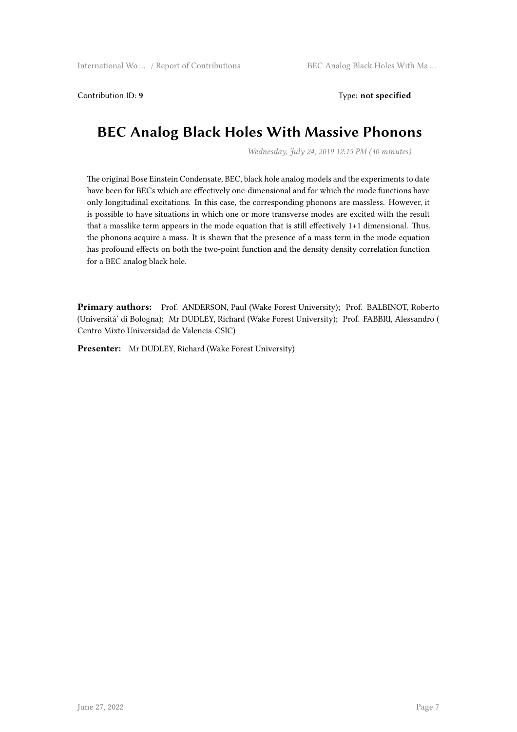Contribution ID: **9** Type: **not specified**

# BEC Analog Black Holes With Massive Phonons

*Wednesday, July 24, 2019 12:15 PM (30 minutes)*

The original Bose Einstein Condensate, BEC, black hole analog models and the experiments to date have been for BECs which are effectively one-dimensional and for which the mode functions have only longitudinal excitations. In this case, the corresponding phonons are massless. However, it is possible to have situations in which one or more transverse modes are excited with the result that a masslike term appears in the mode equation that is still effectively 1+1 dimensional. Thus, the phonons acquire a mass. It is shown that the presence of a mass term in the mode equation has profound effects on both the two-point function and the density density correlation function for a BEC analog black hole.

**Primary authors:** Prof. ANDERSON, Paul (Wake Forest University); Prof. BALBINOT, Roberto (Università' di Bologna); Mr DUDLEY, Richard (Wake Forest University); Prof. FABBRI, Alessandro ( Centro Mixto Universidad de Valencia-CSIC)

**Presenter:** Mr DUDLEY, Richard (Wake Forest University)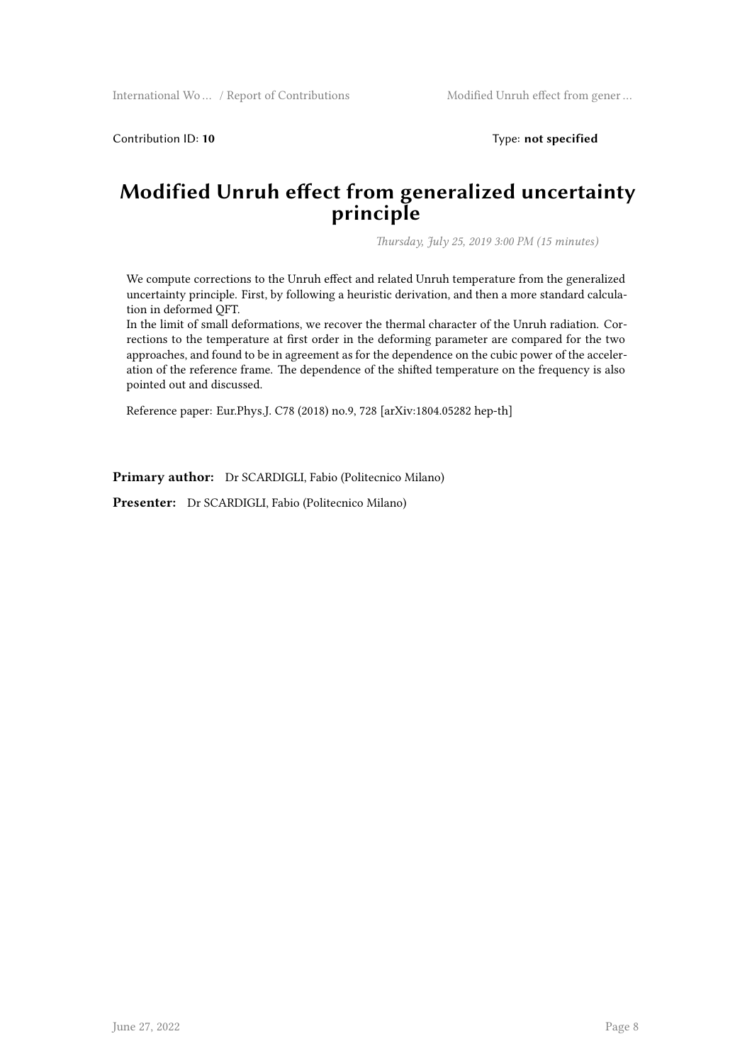Contribution ID: **10** Type: **not specified**

# Modified Unruh effect from generalized uncertainty principle

*Thursday, July 25, 2019 3:00 PM (15 minutes)*

We compute corrections to the Unruh effect and related Unruh temperature from the generalized uncertainty principle. First, by following a heuristic derivation, and then a more standard calculation in deformed QFT.
In the limit of small deformations, we recover the thermal character of the Unruh radiation. Corrections to the temperature at first order in the deforming parameter are compared for the two approaches, and found to be in agreement as for the dependence on the cubic power of the acceleration of the reference frame. The dependence of the shifted temperature on the frequency is also pointed out and discussed.

Reference paper: Eur.Phys.J. C78 (2018) no.9, 728 [arXiv:1804.05282 hep-th]

**Primary author:** Dr SCARDIGLI, Fabio (Politecnico Milano)

**Presenter:** Dr SCARDIGLI, Fabio (Politecnico Milano)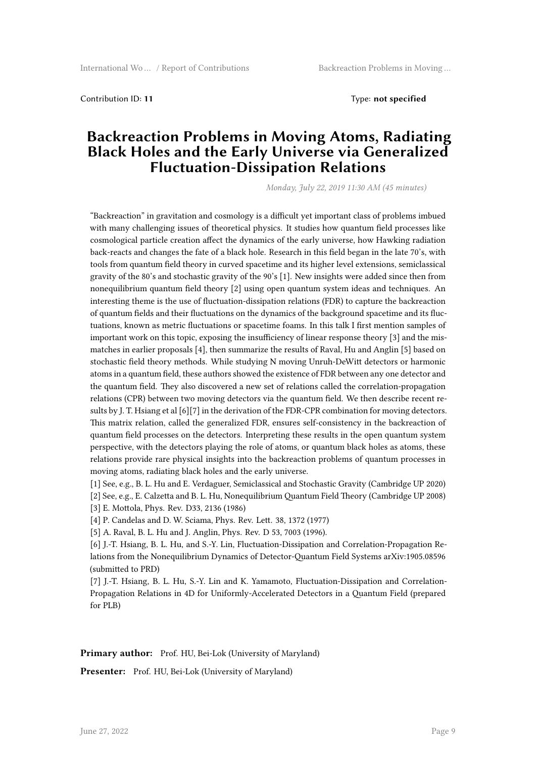Contribution ID: **11** Type: **not specified**

# Backreaction Problems in Moving Atoms, Radiating Black Holes and the Early Universe via Generalized Fluctuation-Dissipation Relations

*Monday, July 22, 2019 11:30 AM (45 minutes)*

"Backreaction" in gravitation and cosmology is a difficult yet important class of problems imbued with many challenging issues of theoretical physics. It studies how quantum field processes like cosmological particle creation affect the dynamics of the early universe, how Hawking radiation back-reacts and changes the fate of a black hole. Research in this field began in the late 70's, with tools from quantum field theory in curved spacetime and its higher level extensions, semiclassical gravity of the 80's and stochastic gravity of the 90's [1]. New insights were added since then from nonequilibrium quantum field theory [2] using open quantum system ideas and techniques. An interesting theme is the use of fluctuation-dissipation relations (FDR) to capture the backreaction of quantum fields and their fluctuations on the dynamics of the background spacetime and its fluctuations, known as metric fluctuations or spacetime foams. In this talk I first mention samples of important work on this topic, exposing the insufficiency of linear response theory [3] and the mismatches in earlier proposals [4], then summarize the results of Raval, Hu and Anglin [5] based on stochastic field theory methods. While studying N moving Unruh-DeWitt detectors or harmonic atoms in a quantum field, these authors showed the existence of FDR between any one detector and the quantum field. They also discovered a new set of relations called the correlation-propagation relations (CPR) between two moving detectors via the quantum field. We then describe recent results by J. T. Hsiang et al [6][7] in the derivation of the FDR-CPR combination for moving detectors. This matrix relation, called the generalized FDR, ensures self-consistency in the backreaction of quantum field processes on the detectors. Interpreting these results in the open quantum system perspective, with the detectors playing the role of atoms, or quantum black holes as atoms, these relations provide rare physical insights into the backreaction problems of quantum processes in moving atoms, radiating black holes and the early universe.

[1] See, e.g., B. L. Hu and E. Verdaguer, Semiclassical and Stochastic Gravity (Cambridge UP 2020)
[2] See, e.g., E. Calzetta and B. L. Hu, Nonequilibrium Quantum Field Theory (Cambridge UP 2008)
[3] E. Mottola, Phys. Rev. D33, 2136 (1986)
[4] P. Candelas and D. W. Sciama, Phys. Rev. Lett. 38, 1372 (1977)
[5] A. Raval, B. L. Hu and J. Anglin, Phys. Rev. D 53, 7003 (1996).
[6] J.-T. Hsiang, B. L. Hu, and S.-Y. Lin, Fluctuation-Dissipation and Correlation-Propagation Relations from the Nonequilibrium Dynamics of Detector-Quantum Field Systems arXiv:1905.08596 (submitted to PRD)
[7] J.-T. Hsiang, B. L. Hu, S.-Y. Lin and K. Yamamoto, Fluctuation-Dissipation and Correlation-Propagation Relations in 4D for Uniformly-Accelerated Detectors in a Quantum Field (prepared for PLB)

**Primary author:** Prof. HU, Bei-Lok (University of Maryland)

**Presenter:** Prof. HU, Bei-Lok (University of Maryland)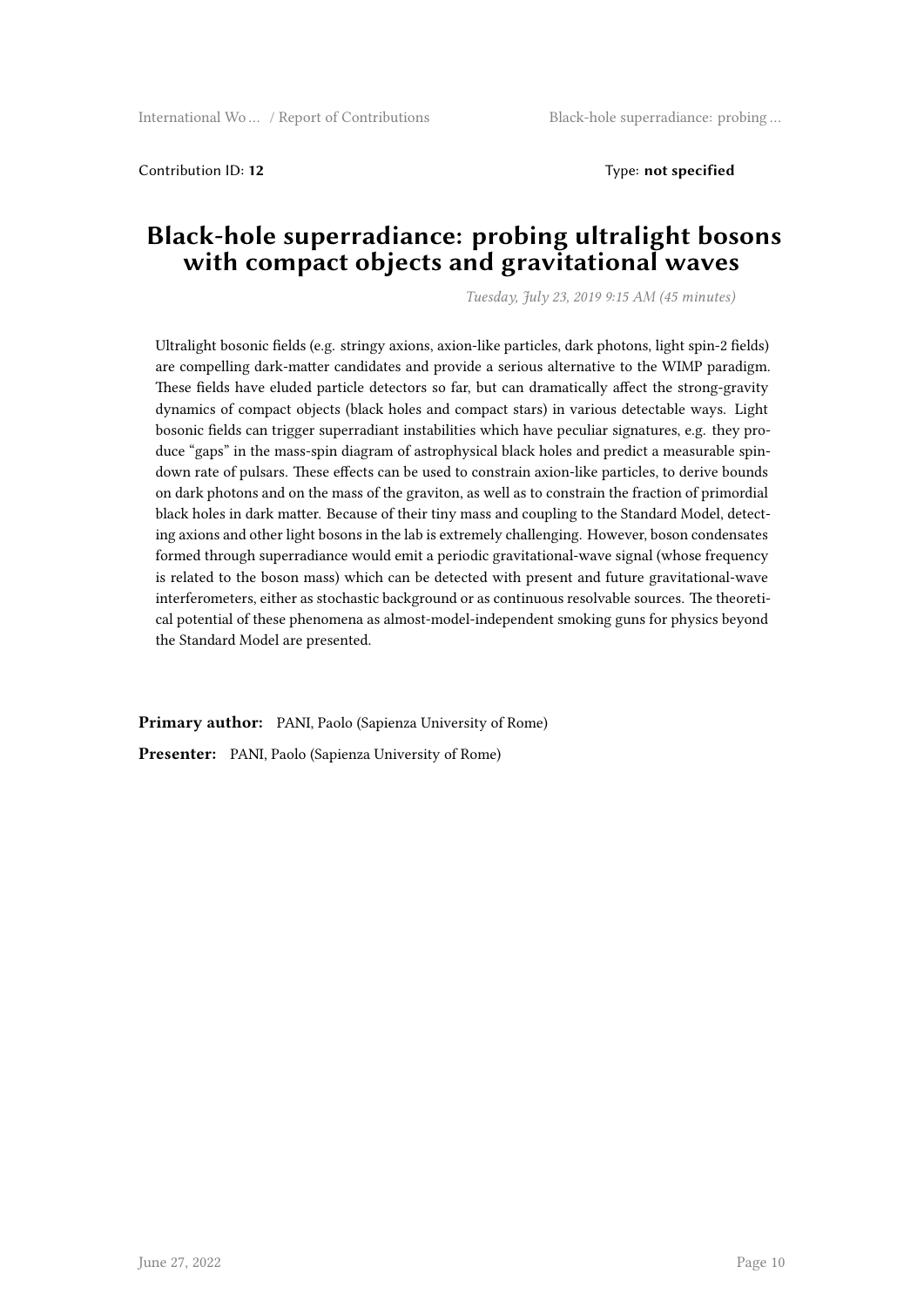Contribution ID: **12** Type: **not specified**

# Black-hole superradiance: probing ultralight bosons with compact objects and gravitational waves

*Tuesday, July 23, 2019 9:15 AM (45 minutes)*

Ultralight bosonic fields (e.g. stringy axions, axion-like particles, dark photons, light spin-2 fields) are compelling dark-matter candidates and provide a serious alternative to the WIMP paradigm. These fields have eluded particle detectors so far, but can dramatically affect the strong-gravity dynamics of compact objects (black holes and compact stars) in various detectable ways. Light bosonic fields can trigger superradiant instabilities which have peculiar signatures, e.g. they produce "gaps" in the mass-spin diagram of astrophysical black holes and predict a measurable spin-down rate of pulsars. These effects can be used to constrain axion-like particles, to derive bounds on dark photons and on the mass of the graviton, as well as to constrain the fraction of primordial black holes in dark matter. Because of their tiny mass and coupling to the Standard Model, detecting axions and other light bosons in the lab is extremely challenging. However, boson condensates formed through superradiance would emit a periodic gravitational-wave signal (whose frequency is related to the boson mass) which can be detected with present and future gravitational-wave interferometers, either as stochastic background or as continuous resolvable sources. The theoretical potential of these phenomena as almost-model-independent smoking guns for physics beyond the Standard Model are presented.

**Primary author:** PANI, Paolo (Sapienza University of Rome)

**Presenter:** PANI, Paolo (Sapienza University of Rome)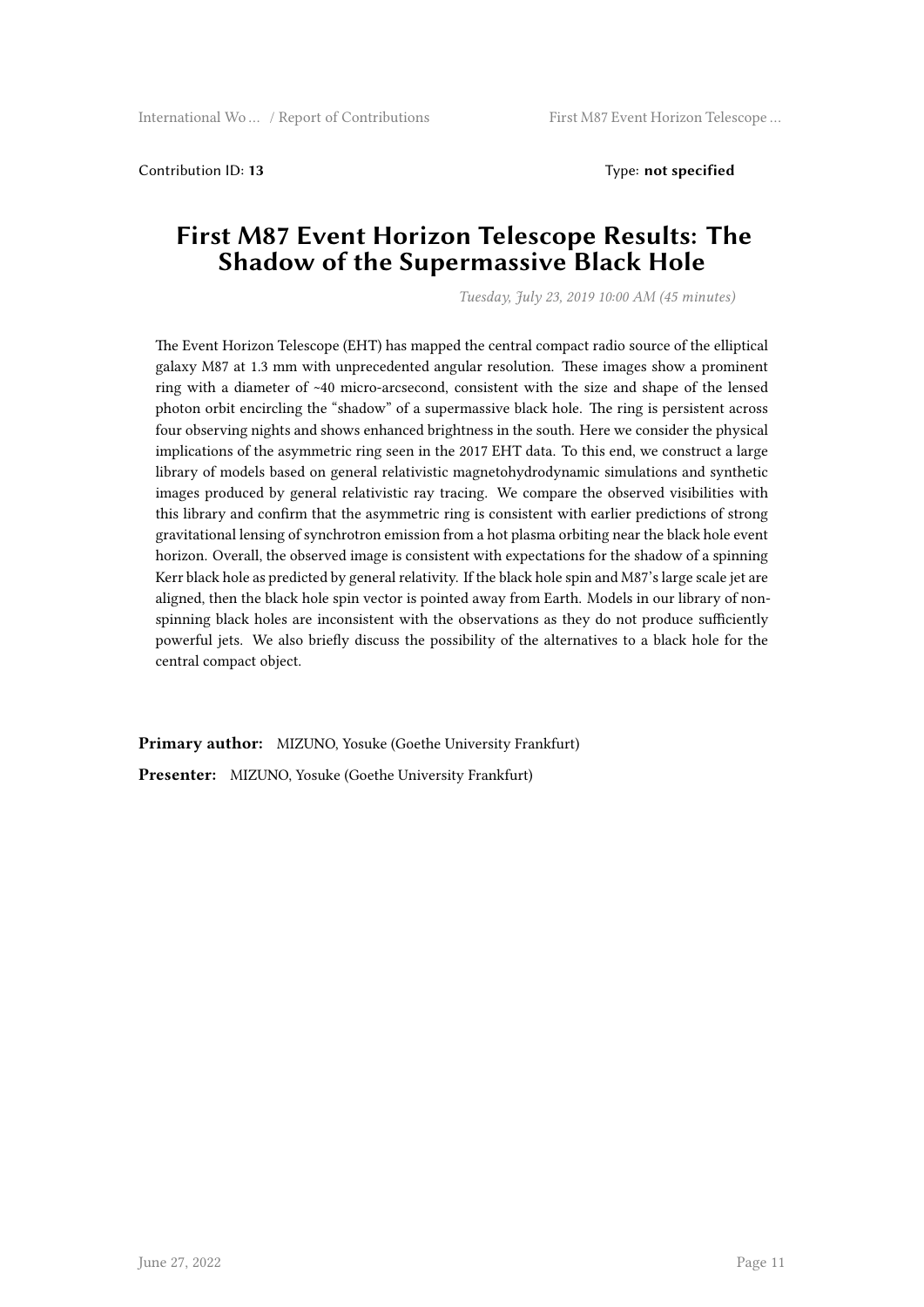Contribution ID: **13** Type: **not specified**

# First M87 Event Horizon Telescope Results: The Shadow of the Supermassive Black Hole

*Tuesday, July 23, 2019 10:00 AM (45 minutes)*

The Event Horizon Telescope (EHT) has mapped the central compact radio source of the elliptical galaxy M87 at 1.3 mm with unprecedented angular resolution. These images show a prominent ring with a diameter of ~40 micro-arcsecond, consistent with the size and shape of the lensed photon orbit encircling the "shadow" of a supermassive black hole. The ring is persistent across four observing nights and shows enhanced brightness in the south. Here we consider the physical implications of the asymmetric ring seen in the 2017 EHT data. To this end, we construct a large library of models based on general relativistic magnetohydrodynamic simulations and synthetic images produced by general relativistic ray tracing. We compare the observed visibilities with this library and confirm that the asymmetric ring is consistent with earlier predictions of strong gravitational lensing of synchrotron emission from a hot plasma orbiting near the black hole event horizon. Overall, the observed image is consistent with expectations for the shadow of a spinning Kerr black hole as predicted by general relativity. If the black hole spin and M87's large scale jet are aligned, then the black hole spin vector is pointed away from Earth. Models in our library of non-spinning black holes are inconsistent with the observations as they do not produce sufficiently powerful jets. We also briefly discuss the possibility of the alternatives to a black hole for the central compact object.

**Primary author:** MIZUNO, Yosuke (Goethe University Frankfurt)

**Presenter:** MIZUNO, Yosuke (Goethe University Frankfurt)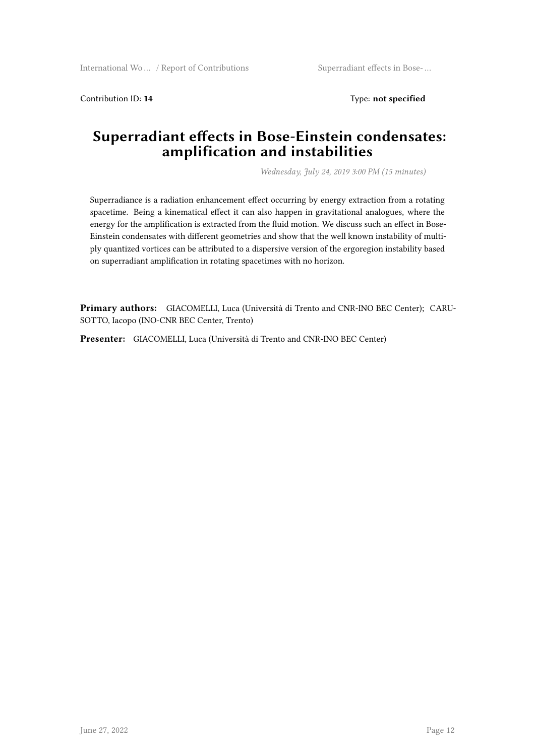Contribution ID: **14**

Type: **not specified**

# Superradiant effects in Bose-Einstein condensates: amplification and instabilities

*Wednesday, July 24, 2019 3:00 PM (15 minutes)*

Superradiance is a radiation enhancement effect occurring by energy extraction from a rotating spacetime. Being a kinematical effect it can also happen in gravitational analogues, where the energy for the amplification is extracted from the fluid motion. We discuss such an effect in Bose-Einstein condensates with different geometries and show that the well known instability of multiply quantized vortices can be attributed to a dispersive version of the ergoregion instability based on superradiant amplification in rotating spacetimes with no horizon.

**Primary authors:** GIACOMELLI, Luca (Università di Trento and CNR-INO BEC Center); CARUSOTTO, Iacopo (INO-CNR BEC Center, Trento)

**Presenter:** GIACOMELLI, Luca (Università di Trento and CNR-INO BEC Center)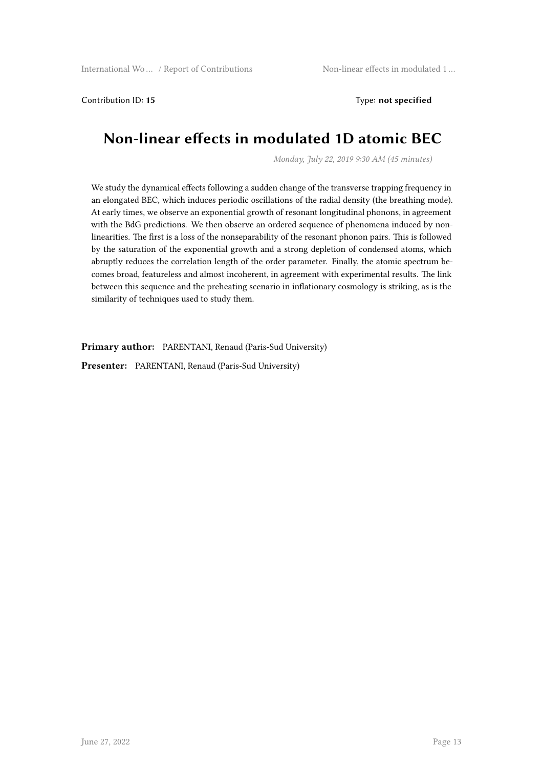Contribution ID: **15** Type: **not specified**

# Non-linear effects in modulated 1D atomic BEC

*Monday, July 22, 2019 9:30 AM (45 minutes)*

We study the dynamical effects following a sudden change of the transverse trapping frequency in an elongated BEC, which induces periodic oscillations of the radial density (the breathing mode). At early times, we observe an exponential growth of resonant longitudinal phonons, in agreement with the BdG predictions. We then observe an ordered sequence of phenomena induced by non-linearities. The first is a loss of the nonseparability of the resonant phonon pairs. This is followed by the saturation of the exponential growth and a strong depletion of condensed atoms, which abruptly reduces the correlation length of the order parameter. Finally, the atomic spectrum becomes broad, featureless and almost incoherent, in agreement with experimental results. The link between this sequence and the preheating scenario in inflationary cosmology is striking, as is the similarity of techniques used to study them.

**Primary author:** PARENTANI, Renaud (Paris-Sud University)

**Presenter:** PARENTANI, Renaud (Paris-Sud University)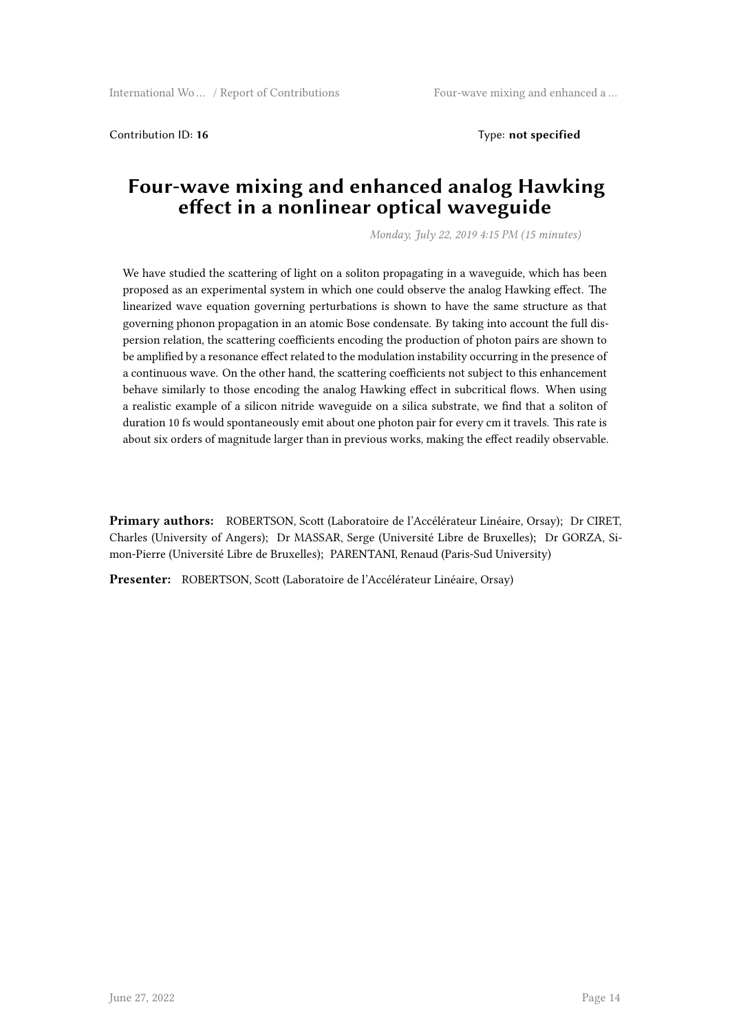Contribution ID: **16**

Type: **not specified**

# Four-wave mixing and enhanced analog Hawking effect in a nonlinear optical waveguide

*Monday, July 22, 2019 4:15 PM (15 minutes)*

We have studied the scattering of light on a soliton propagating in a waveguide, which has been proposed as an experimental system in which one could observe the analog Hawking effect. The linearized wave equation governing perturbations is shown to have the same structure as that governing phonon propagation in an atomic Bose condensate. By taking into account the full dispersion relation, the scattering coefficients encoding the production of photon pairs are shown to be amplified by a resonance effect related to the modulation instability occurring in the presence of a continuous wave. On the other hand, the scattering coefficients not subject to this enhancement behave similarly to those encoding the analog Hawking effect in subcritical flows. When using a realistic example of a silicon nitride waveguide on a silica substrate, we find that a soliton of duration 10 fs would spontaneously emit about one photon pair for every cm it travels. This rate is about six orders of magnitude larger than in previous works, making the effect readily observable.

**Primary authors:** ROBERTSON, Scott (Laboratoire de l'Accélérateur Linéaire, Orsay); Dr CIRET, Charles (University of Angers); Dr MASSAR, Serge (Université Libre de Bruxelles); Dr GORZA, Simon-Pierre (Université Libre de Bruxelles); PARENTANI, Renaud (Paris-Sud University)

**Presenter:** ROBERTSON, Scott (Laboratoire de l'Accélérateur Linéaire, Orsay)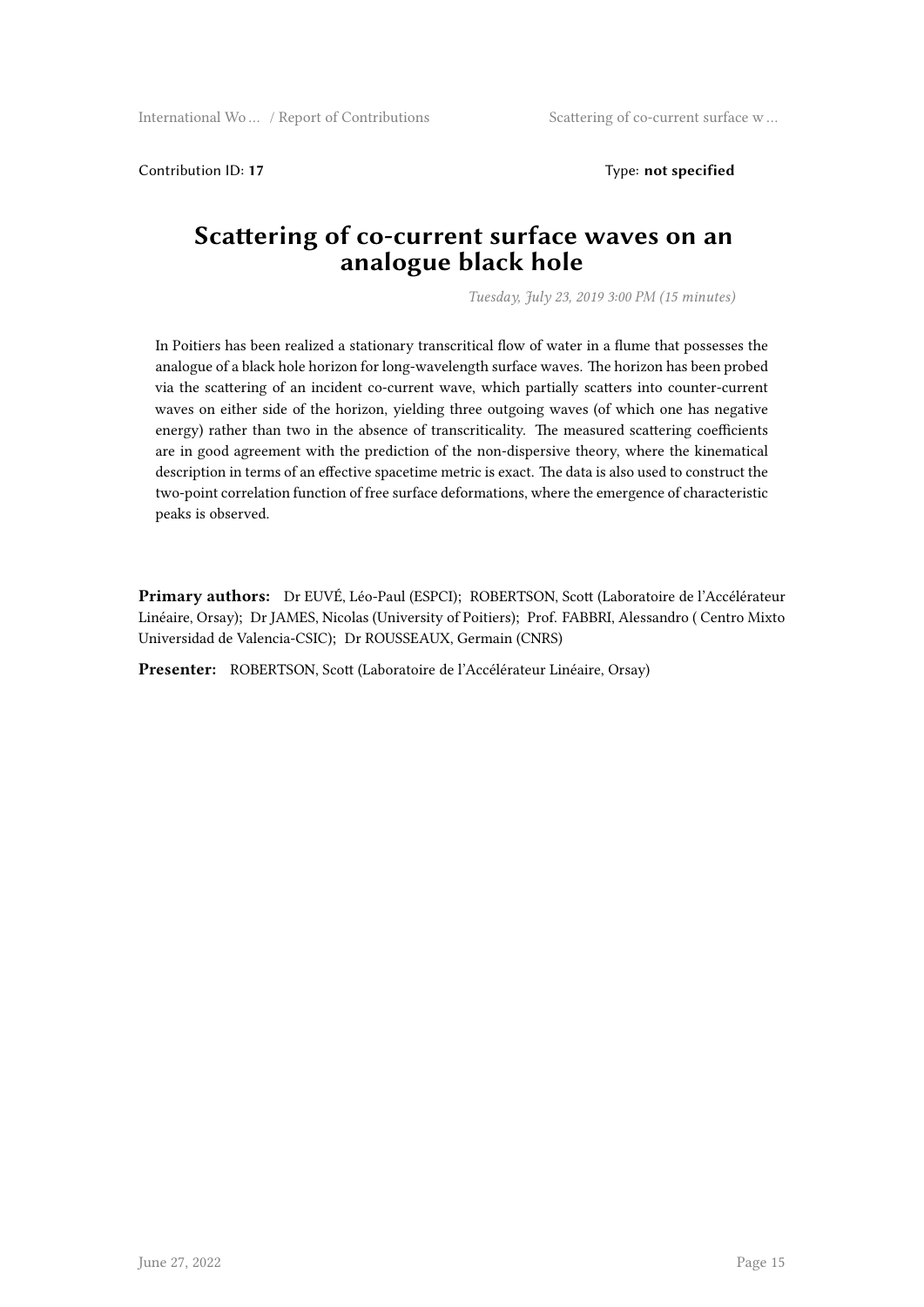Contribution ID: **17** Type: **not specified**

# Scattering of co-current surface waves on an analogue black hole

*Tuesday, July 23, 2019 3:00 PM (15 minutes)*

In Poitiers has been realized a stationary transcritical flow of water in a flume that possesses the analogue of a black hole horizon for long-wavelength surface waves. The horizon has been probed via the scattering of an incident co-current wave, which partially scatters into counter-current waves on either side of the horizon, yielding three outgoing waves (of which one has negative energy) rather than two in the absence of transcriticality. The measured scattering coefficients are in good agreement with the prediction of the non-dispersive theory, where the kinematical description in terms of an effective spacetime metric is exact. The data is also used to construct the two-point correlation function of free surface deformations, where the emergence of characteristic peaks is observed.

**Primary authors:** Dr EUVÉ, Léo-Paul (ESPCI); ROBERTSON, Scott (Laboratoire de l'Accélérateur Linéaire, Orsay); Dr JAMES, Nicolas (University of Poitiers); Prof. FABBRI, Alessandro ( Centro Mixto Universidad de Valencia-CSIC); Dr ROUSSEAUX, Germain (CNRS)

**Presenter:** ROBERTSON, Scott (Laboratoire de l'Accélérateur Linéaire, Orsay)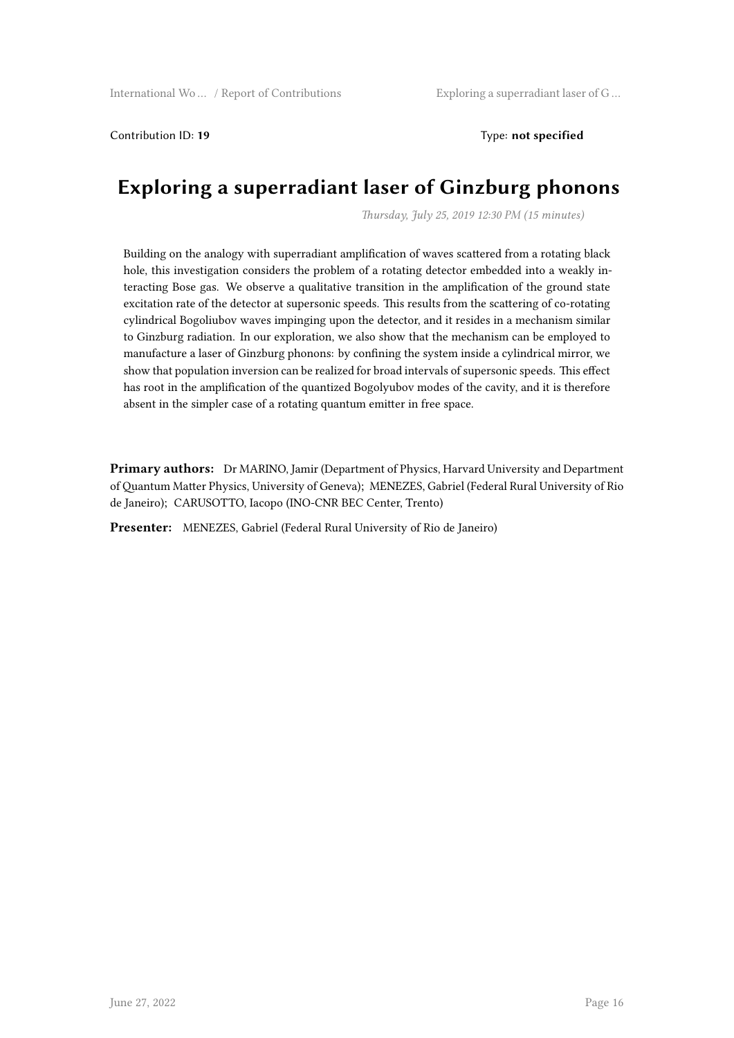Contribution ID: **19**  Type: **not specified**

# Exploring a superradiant laser of Ginzburg phonons

*Thursday, July 25, 2019 12:30 PM (15 minutes)*

Building on the analogy with superradiant amplification of waves scattered from a rotating black hole, this investigation considers the problem of a rotating detector embedded into a weakly interacting Bose gas. We observe a qualitative transition in the amplification of the ground state excitation rate of the detector at supersonic speeds. This results from the scattering of co-rotating cylindrical Bogoliubov waves impinging upon the detector, and it resides in a mechanism similar to Ginzburg radiation. In our exploration, we also show that the mechanism can be employed to manufacture a laser of Ginzburg phonons: by confining the system inside a cylindrical mirror, we show that population inversion can be realized for broad intervals of supersonic speeds. This effect has root in the amplification of the quantized Bogolyubov modes of the cavity, and it is therefore absent in the simpler case of a rotating quantum emitter in free space.

**Primary authors:** Dr MARINO, Jamir (Department of Physics, Harvard University and Department of Quantum Matter Physics, University of Geneva); MENEZES, Gabriel (Federal Rural University of Rio de Janeiro); CARUSOTTO, Iacopo (INO-CNR BEC Center, Trento)

**Presenter:** MENEZES, Gabriel (Federal Rural University of Rio de Janeiro)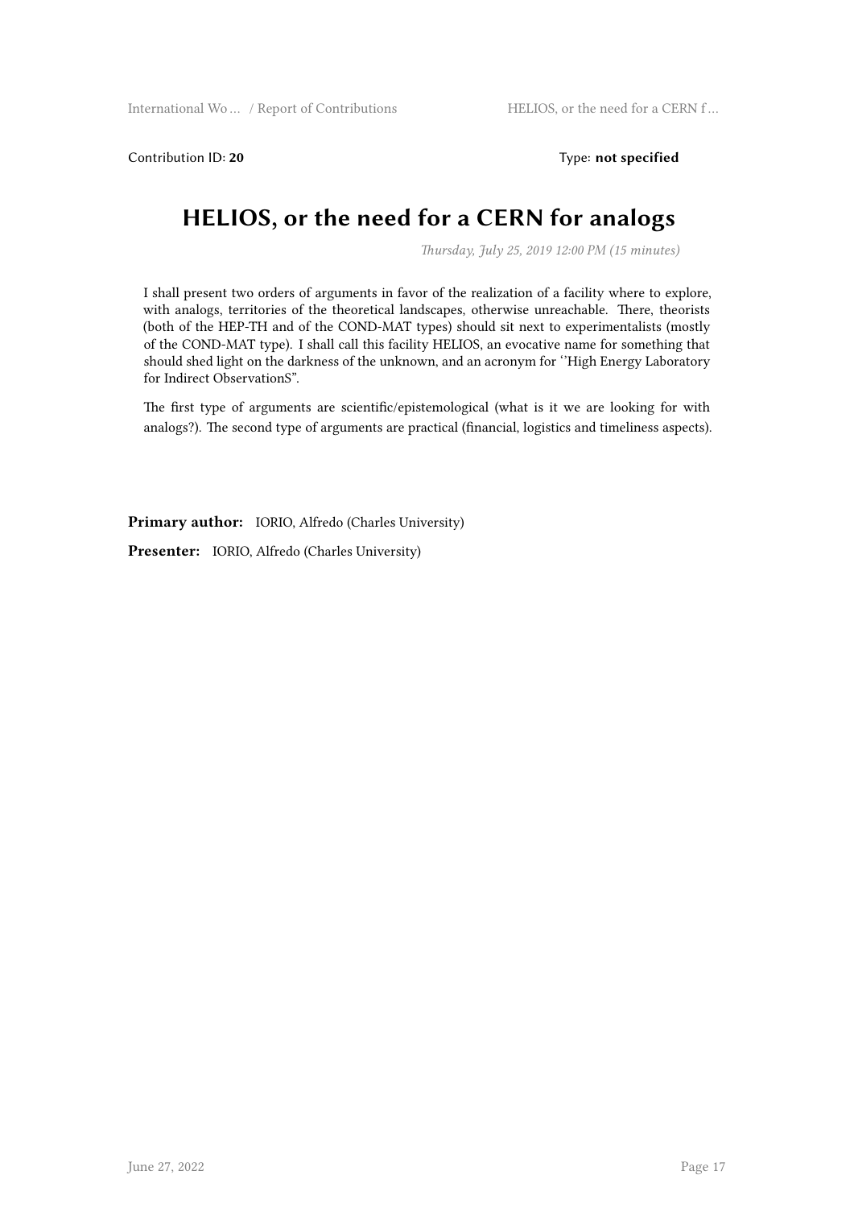Contribution ID: **20** Type: **not specified**

# HELIOS, or the need for a CERN for analogs

*Thursday, July 25, 2019 12:00 PM (15 minutes)*

I shall present two orders of arguments in favor of the realization of a facility where to explore, with analogs, territories of the theoretical landscapes, otherwise unreachable. There, theorists (both of the HEP-TH and of the COND-MAT types) should sit next to experimentalists (mostly of the COND-MAT type). I shall call this facility HELIOS, an evocative name for something that should shed light on the darkness of the unknown, and an acronym for ''High Energy Laboratory for Indirect ObservationS".

The first type of arguments are scientific/epistemological (what is it we are looking for with analogs?). The second type of arguments are practical (financial, logistics and timeliness aspects).

**Primary author:** IORIO, Alfredo (Charles University)

**Presenter:** IORIO, Alfredo (Charles University)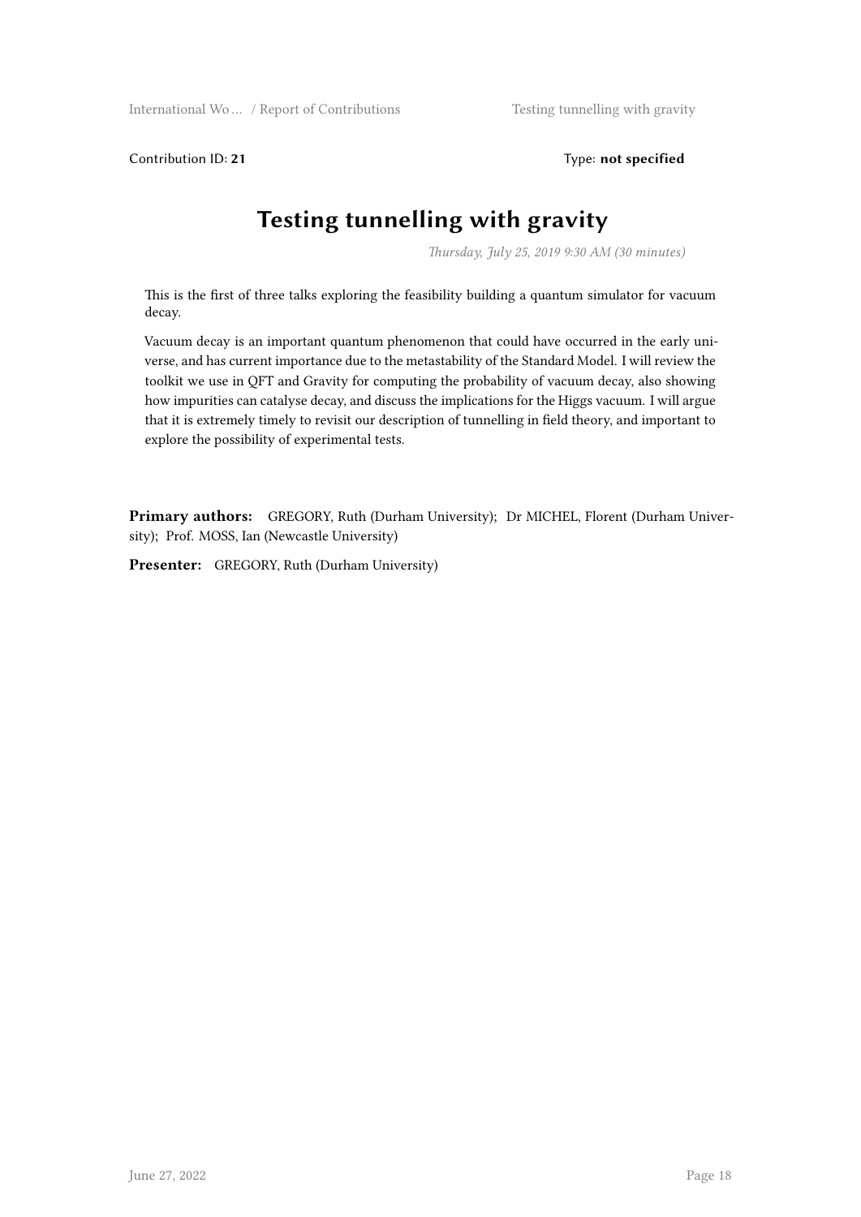Contribution ID: **21** Type: **not specified**

# Testing tunnelling with gravity

*Thursday, July 25, 2019 9:30 AM (30 minutes)*

This is the first of three talks exploring the feasibility building a quantum simulator for vacuum decay.

Vacuum decay is an important quantum phenomenon that could have occurred in the early universe, and has current importance due to the metastability of the Standard Model. I will review the toolkit we use in QFT and Gravity for computing the probability of vacuum decay, also showing how impurities can catalyse decay, and discuss the implications for the Higgs vacuum. I will argue that it is extremely timely to revisit our description of tunnelling in field theory, and important to explore the possibility of experimental tests.

**Primary authors:** GREGORY, Ruth (Durham University); Dr MICHEL, Florent (Durham University); Prof. MOSS, Ian (Newcastle University)

**Presenter:** GREGORY, Ruth (Durham University)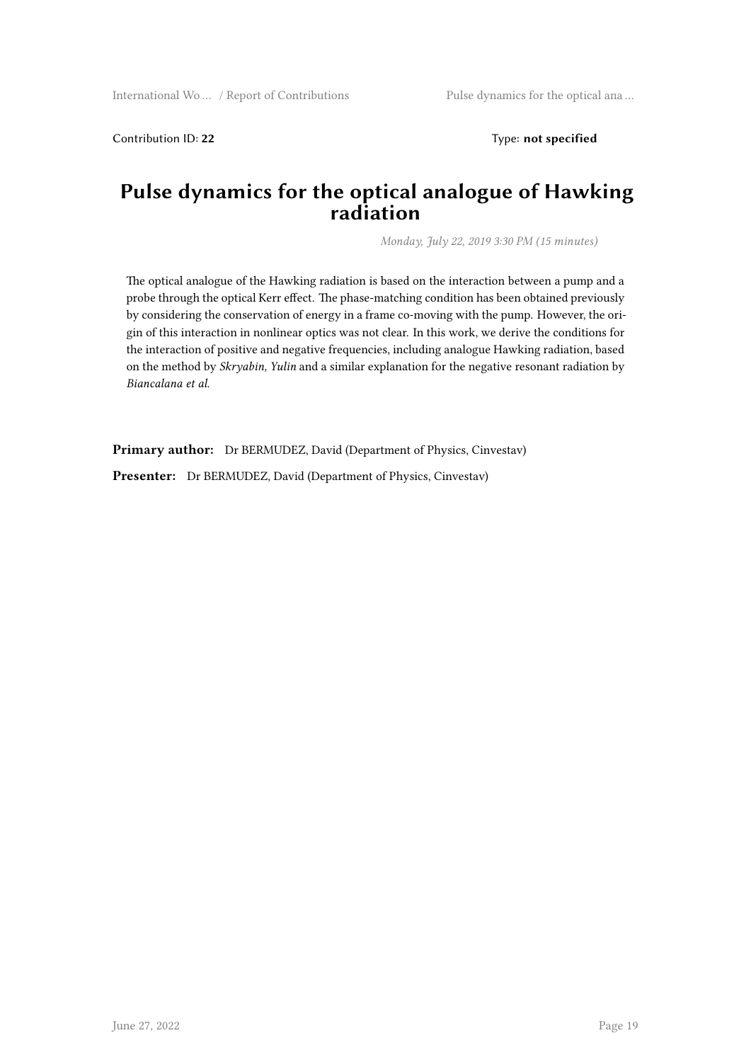Contribution ID: **22** Type: **not specified**

# Pulse dynamics for the optical analogue of Hawking radiation

*Monday, July 22, 2019 3:30 PM (15 minutes)*

The optical analogue of the Hawking radiation is based on the interaction between a pump and a probe through the optical Kerr effect. The phase-matching condition has been obtained previously by considering the conservation of energy in a frame co-moving with the pump. However, the origin of this interaction in nonlinear optics was not clear. In this work, we derive the conditions for the interaction of positive and negative frequencies, including analogue Hawking radiation, based on the method by *Skryabin, Yulin* and a similar explanation for the negative resonant radiation by *Biancalana et al.*

**Primary author:** Dr BERMUDEZ, David (Department of Physics, Cinvestav)

**Presenter:** Dr BERMUDEZ, David (Department of Physics, Cinvestav)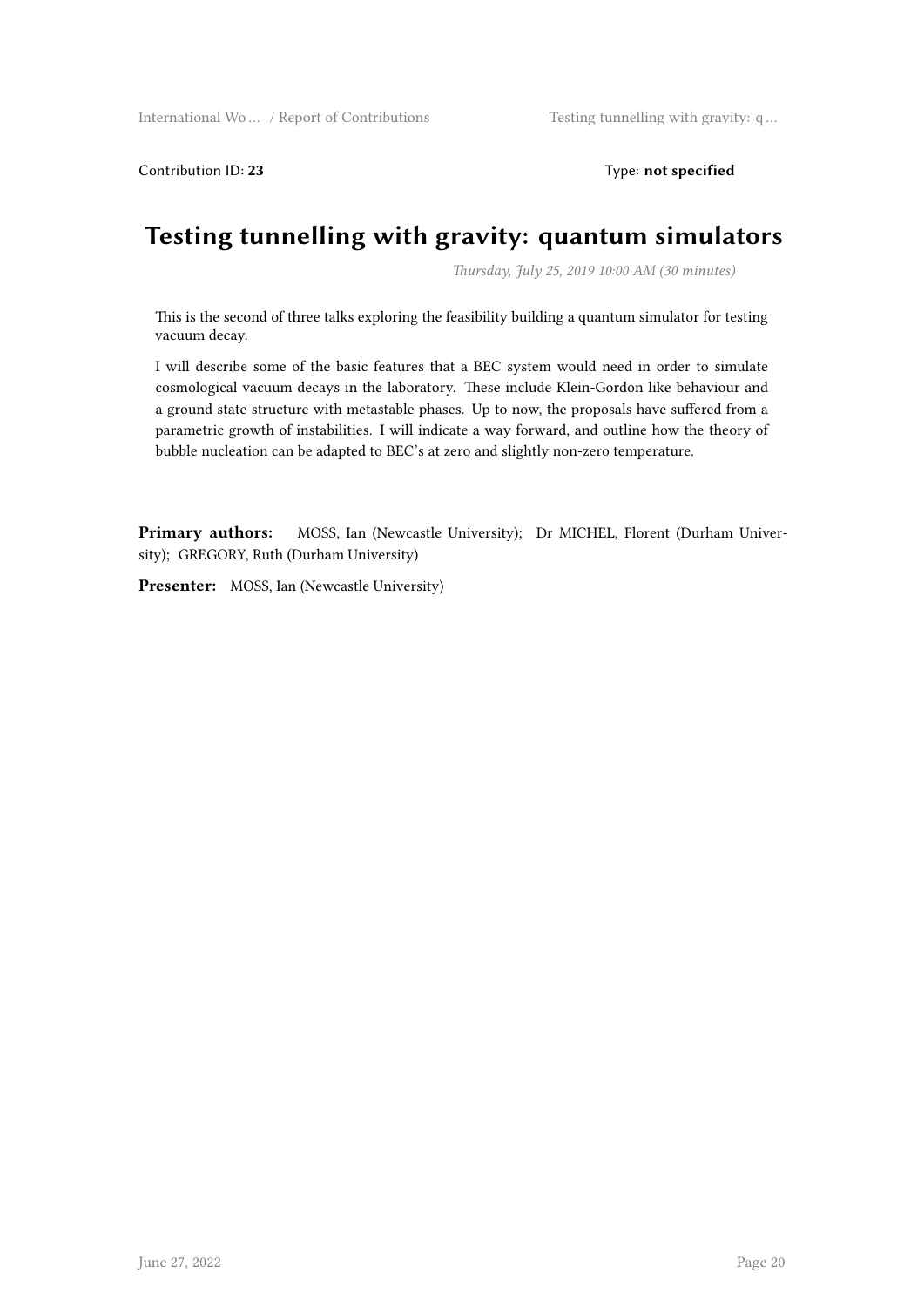Contribution ID: **23** Type: **not specified**

# Testing tunnelling with gravity: quantum simulators

*Thursday, July 25, 2019 10:00 AM (30 minutes)*

This is the second of three talks exploring the feasibility building a quantum simulator for testing vacuum decay.

I will describe some of the basic features that a BEC system would need in order to simulate cosmological vacuum decays in the laboratory. These include Klein-Gordon like behaviour and a ground state structure with metastable phases. Up to now, the proposals have suffered from a parametric growth of instabilities. I will indicate a way forward, and outline how the theory of bubble nucleation can be adapted to BEC's at zero and slightly non-zero temperature.

**Primary authors:** MOSS, Ian (Newcastle University); Dr MICHEL, Florent (Durham University); GREGORY, Ruth (Durham University)

**Presenter:** MOSS, Ian (Newcastle University)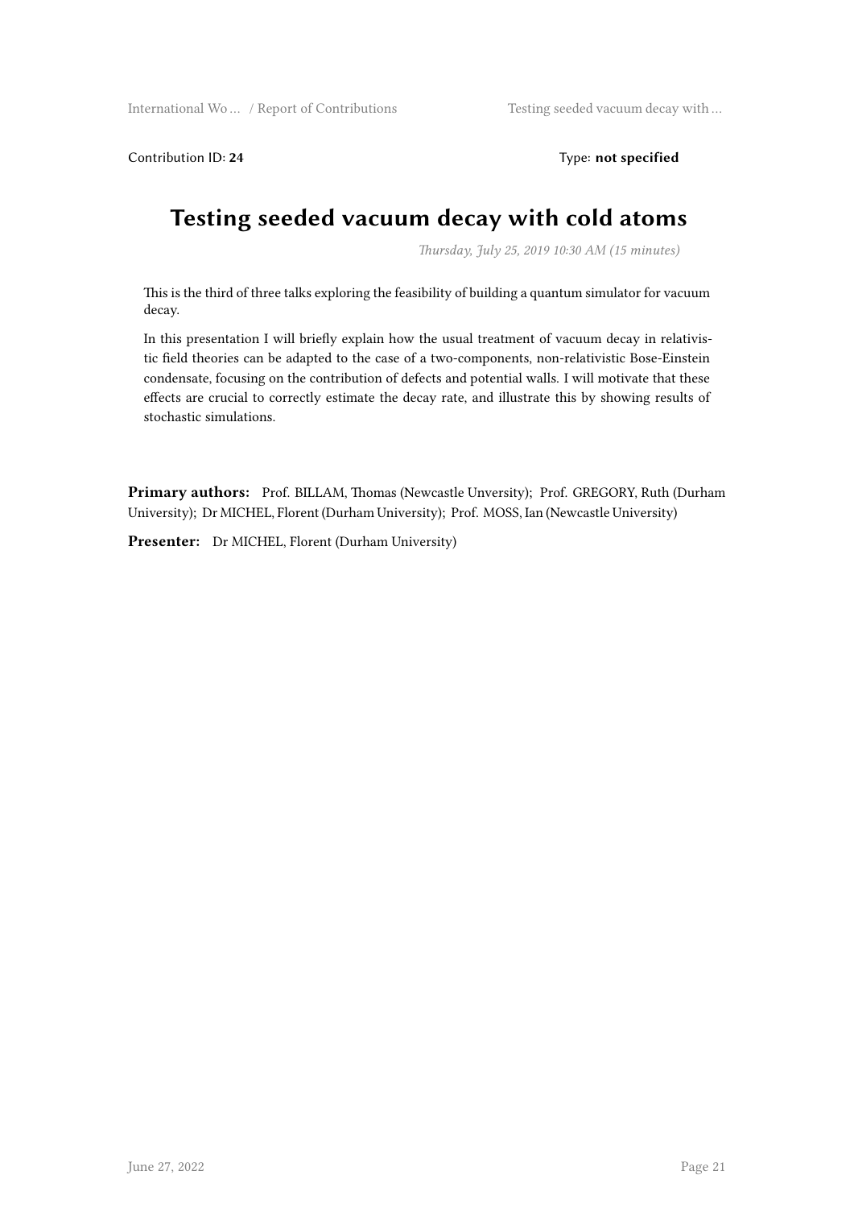Contribution ID: **24** Type: **not specified**

# Testing seeded vacuum decay with cold atoms

*Thursday, July 25, 2019 10:30 AM (15 minutes)*

This is the third of three talks exploring the feasibility of building a quantum simulator for vacuum decay.

In this presentation I will briefly explain how the usual treatment of vacuum decay in relativistic field theories can be adapted to the case of a two-components, non-relativistic Bose-Einstein condensate, focusing on the contribution of defects and potential walls. I will motivate that these effects are crucial to correctly estimate the decay rate, and illustrate this by showing results of stochastic simulations.

**Primary authors:** Prof. BILLAM, Thomas (Newcastle Unversity); Prof. GREGORY, Ruth (Durham University); Dr MICHEL, Florent (Durham University); Prof. MOSS, Ian (Newcastle University)

**Presenter:** Dr MICHEL, Florent (Durham University)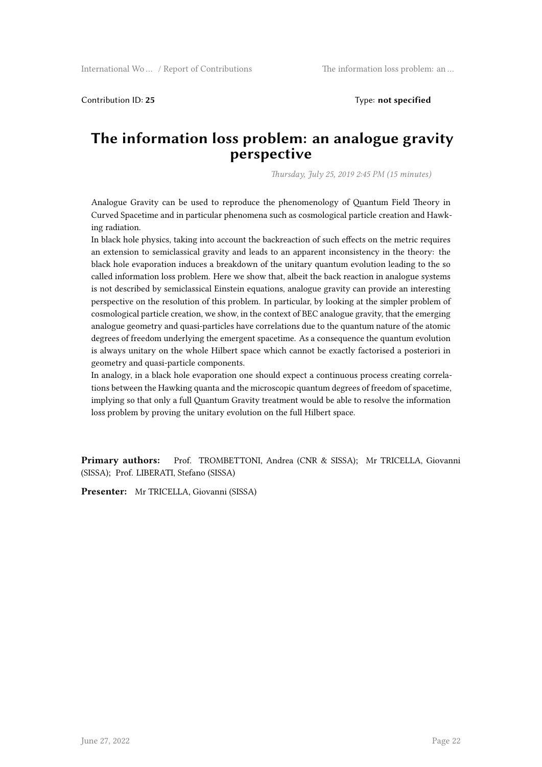Contribution ID: **25**

Type: **not specified**

# The information loss problem: an analogue gravity perspective

*Thursday, July 25, 2019 2:45 PM (15 minutes)*

Analogue Gravity can be used to reproduce the phenomenology of Quantum Field Theory in Curved Spacetime and in particular phenomena such as cosmological particle creation and Hawking radiation.
In black hole physics, taking into account the backreaction of such effects on the metric requires an extension to semiclassical gravity and leads to an apparent inconsistency in the theory: the black hole evaporation induces a breakdown of the unitary quantum evolution leading to the so called information loss problem. Here we show that, albeit the back reaction in analogue systems is not described by semiclassical Einstein equations, analogue gravity can provide an interesting perspective on the resolution of this problem. In particular, by looking at the simpler problem of cosmological particle creation, we show, in the context of BEC analogue gravity, that the emerging analogue geometry and quasi-particles have correlations due to the quantum nature of the atomic degrees of freedom underlying the emergent spacetime. As a consequence the quantum evolution is always unitary on the whole Hilbert space which cannot be exactly factorised a posteriori in geometry and quasi-particle components.
In analogy, in a black hole evaporation one should expect a continuous process creating correlations between the Hawking quanta and the microscopic quantum degrees of freedom of spacetime, implying so that only a full Quantum Gravity treatment would be able to resolve the information loss problem by proving the unitary evolution on the full Hilbert space.

**Primary authors:** Prof. TROMBETTONI, Andrea (CNR & SISSA); Mr TRICELLA, Giovanni (SISSA); Prof. LIBERATI, Stefano (SISSA)

**Presenter:** Mr TRICELLA, Giovanni (SISSA)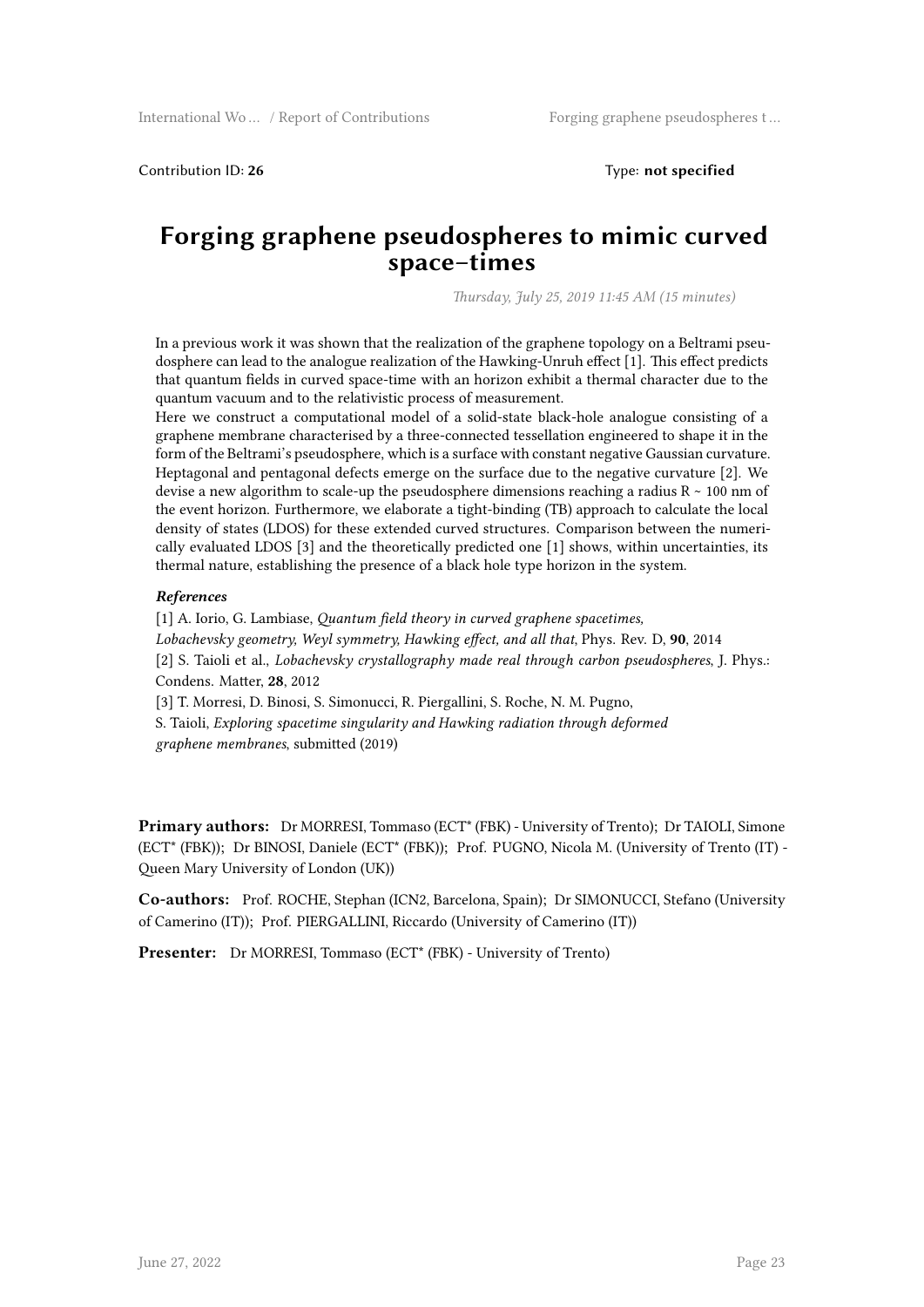Contribution ID: **26** Type: **not specified**

# Forging graphene pseudospheres to mimic curved space–times

*Thursday, July 25, 2019 11:45 AM (15 minutes)*

In a previous work it was shown that the realization of the graphene topology on a Beltrami pseudosphere can lead to the analogue realization of the Hawking-Unruh effect [1]. This effect predicts that quantum fields in curved space-time with an horizon exhibit a thermal character due to the quantum vacuum and to the relativistic process of measurement.

Here we construct a computational model of a solid-state black-hole analogue consisting of a graphene membrane characterised by a three-connected tessellation engineered to shape it in the form of the Beltrami's pseudosphere, which is a surface with constant negative Gaussian curvature. Heptagonal and pentagonal defects emerge on the surface due to the negative curvature [2]. We devise a new algorithm to scale-up the pseudosphere dimensions reaching a radius $R \sim 100$ nm of the event horizon. Furthermore, we elaborate a tight-binding (TB) approach to calculate the local density of states (LDOS) for these extended curved structures. Comparison between the numerically evaluated LDOS [3] and the theoretically predicted one [1] shows, within uncertainties, its thermal nature, establishing the presence of a black hole type horizon in the system.

***References***

[1] A. Iorio, G. Lambiase, *Quantum field theory in curved graphene spacetimes, Lobachevsky geometry, Weyl symmetry, Hawking effect, and all that*, Phys. Rev. D, **90**, 2014

[2] S. Taioli et al., *Lobachevsky crystallography made real through carbon pseudospheres*, J. Phys.: Condens. Matter, **28**, 2012

[3] T. Morresi, D. Binosi, S. Simonucci, R. Piergallini, S. Roche, N. M. Pugno, S. Taioli, *Exploring spacetime singularity and Hawking radiation through deformed graphene membranes*, submitted (2019)

**Primary authors:** Dr MORRESI, Tommaso (ECT* (FBK) - University of Trento); Dr TAIOLI, Simone (ECT* (FBK)); Dr BINOSI, Daniele (ECT* (FBK)); Prof. PUGNO, Nicola M. (University of Trento (IT) - Queen Mary University of London (UK))

**Co-authors:** Prof. ROCHE, Stephan (ICN2, Barcelona, Spain); Dr SIMONUCCI, Stefano (University of Camerino (IT)); Prof. PIERGALLINI, Riccardo (University of Camerino (IT))

**Presenter:** Dr MORRESI, Tommaso (ECT* (FBK) - University of Trento)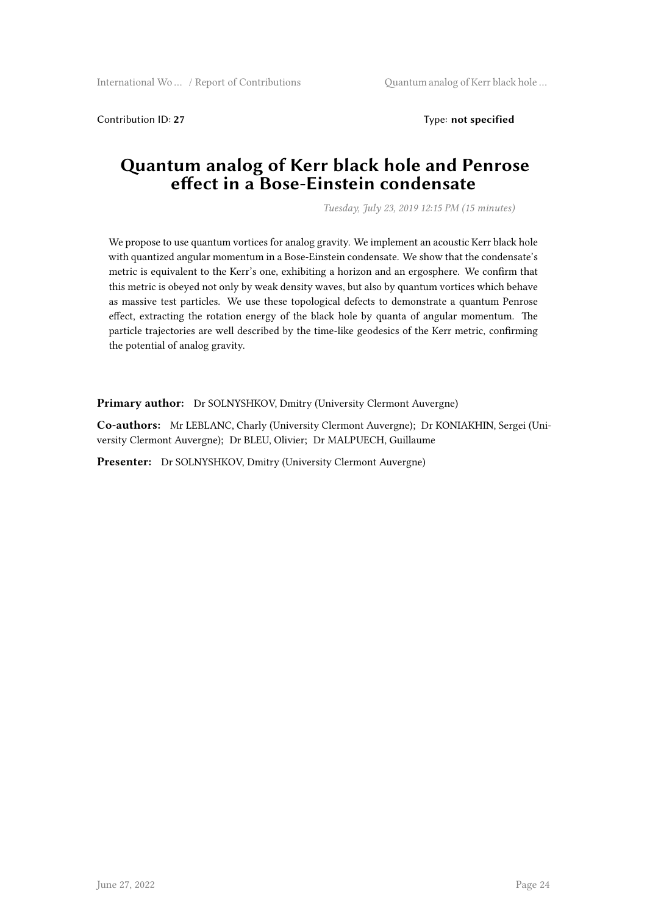Contribution ID: **27** Type: **not specified**

# Quantum analog of Kerr black hole and Penrose effect in a Bose-Einstein condensate

*Tuesday, July 23, 2019 12:15 PM (15 minutes)*

We propose to use quantum vortices for analog gravity. We implement an acoustic Kerr black hole with quantized angular momentum in a Bose-Einstein condensate. We show that the condensate's metric is equivalent to the Kerr's one, exhibiting a horizon and an ergosphere. We confirm that this metric is obeyed not only by weak density waves, but also by quantum vortices which behave as massive test particles. We use these topological defects to demonstrate a quantum Penrose effect, extracting the rotation energy of the black hole by quanta of angular momentum. The particle trajectories are well described by the time-like geodesics of the Kerr metric, confirming the potential of analog gravity.

**Primary author:** Dr SOLNYSHKOV, Dmitry (University Clermont Auvergne)

**Co-authors:** Mr LEBLANC, Charly (University Clermont Auvergne); Dr KONIAKHIN, Sergei (University Clermont Auvergne); Dr BLEU, Olivier; Dr MALPUECH, Guillaume

**Presenter:** Dr SOLNYSHKOV, Dmitry (University Clermont Auvergne)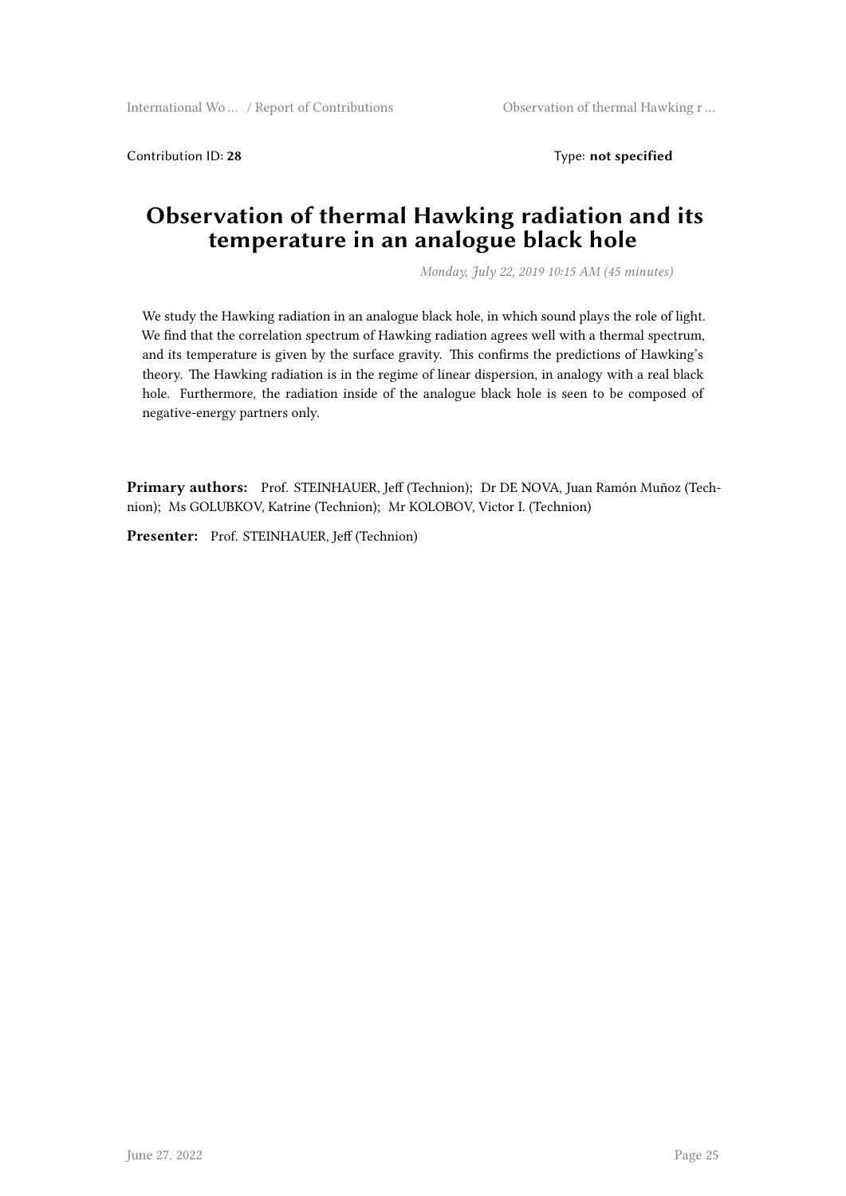Contribution ID: **28** Type: **not specified**

# Observation of thermal Hawking radiation and its temperature in an analogue black hole

*Monday, July 22, 2019 10:15 AM (45 minutes)*

We study the Hawking radiation in an analogue black hole, in which sound plays the role of light. We find that the correlation spectrum of Hawking radiation agrees well with a thermal spectrum, and its temperature is given by the surface gravity. This confirms the predictions of Hawking's theory. The Hawking radiation is in the regime of linear dispersion, in analogy with a real black hole. Furthermore, the radiation inside of the analogue black hole is seen to be composed of negative-energy partners only.

**Primary authors:** Prof. STEINHAUER, Jeff (Technion); Dr DE NOVA, Juan Ramón Muñoz (Technion); Ms GOLUBKOV, Katrine (Technion); Mr KOLOBOV, Victor I. (Technion)

**Presenter:** Prof. STEINHAUER, Jeff (Technion)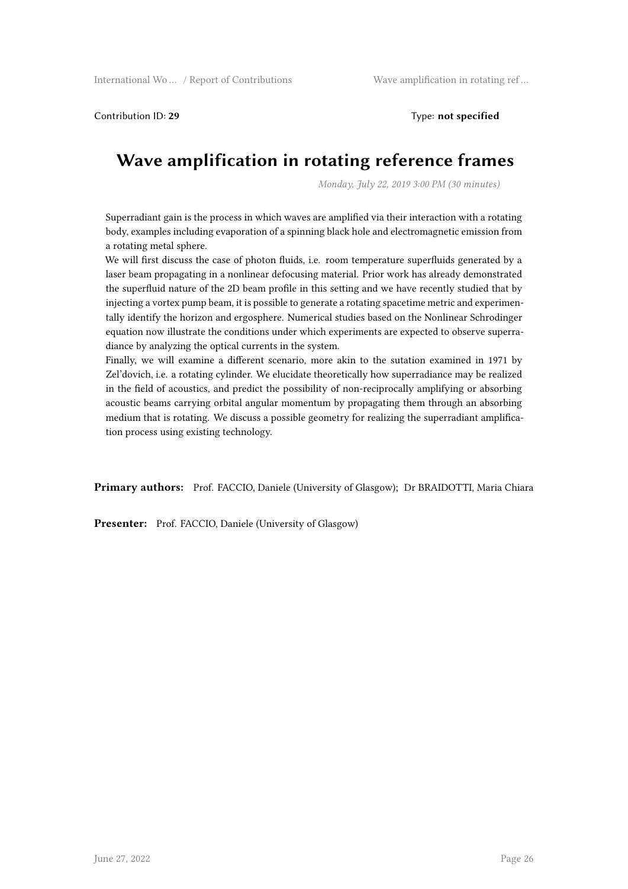Contribution ID: **29** Type: **not specified**

# Wave amplification in rotating reference frames

*Monday, July 22, 2019 3:00 PM (30 minutes)*

Superradiant gain is the process in which waves are amplified via their interaction with a rotating body, examples including evaporation of a spinning black hole and electromagnetic emission from a rotating metal sphere.
We will first discuss the case of photon fluids, i.e. room temperature superfluids generated by a laser beam propagating in a nonlinear defocusing material. Prior work has already demonstrated the superfluid nature of the 2D beam profile in this setting and we have recently studied that by injecting a vortex pump beam, it is possible to generate a rotating spacetime metric and experimentally identify the horizon and ergosphere. Numerical studies based on the Nonlinear Schrodinger equation now illustrate the conditions under which experiments are expected to observe superradiance by analyzing the optical currents in the system.
Finally, we will examine a different scenario, more akin to the sutation examined in 1971 by Zel'dovich, i.e. a rotating cylinder. We elucidate theoretically how superradiance may be realized in the field of acoustics, and predict the possibility of non-reciprocally amplifying or absorbing acoustic beams carrying orbital angular momentum by propagating them through an absorbing medium that is rotating. We discuss a possible geometry for realizing the superradiant amplification process using existing technology.

**Primary authors:** Prof. FACCIO, Daniele (University of Glasgow); Dr BRAIDOTTI, Maria Chiara

**Presenter:** Prof. FACCIO, Daniele (University of Glasgow)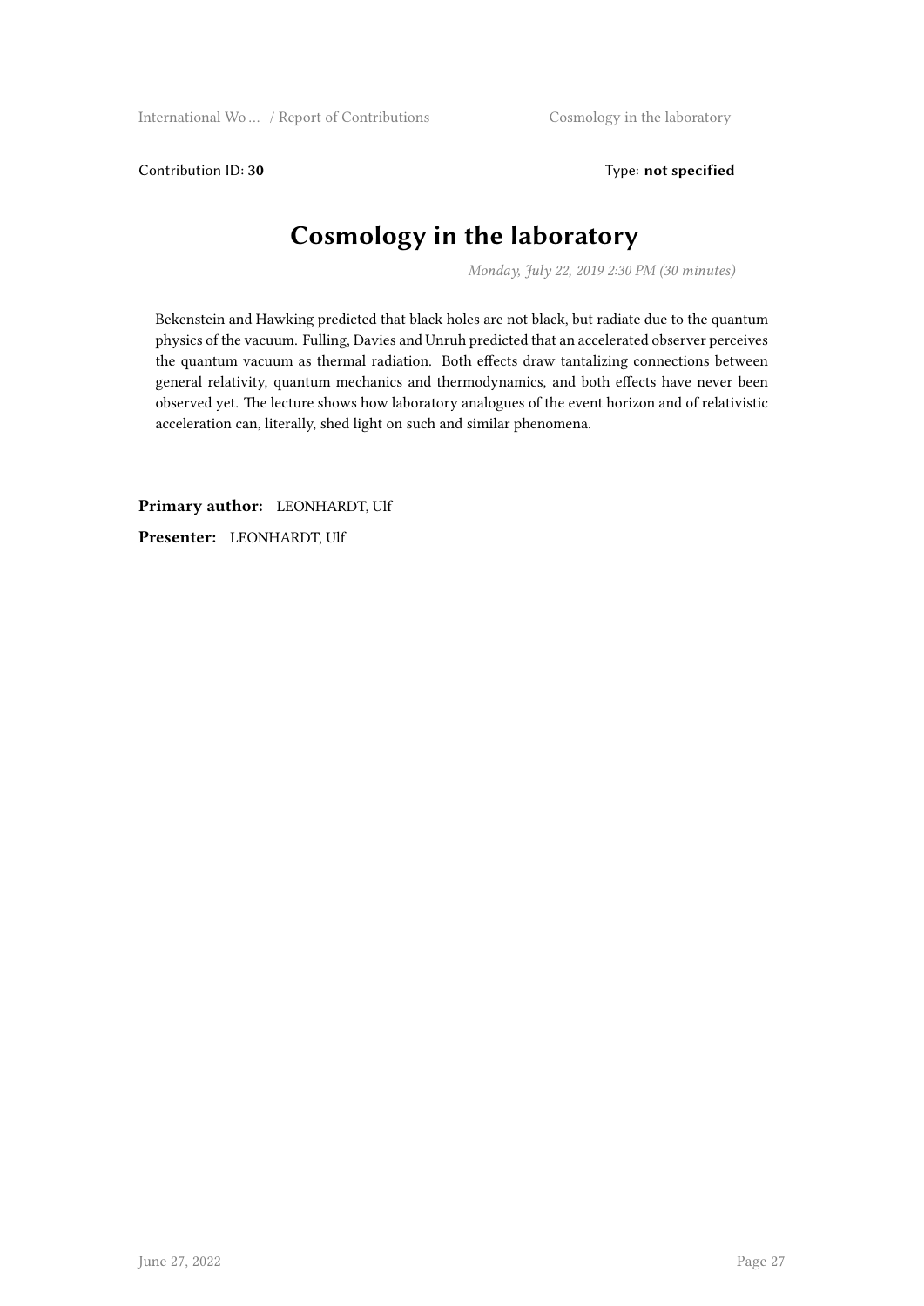Contribution ID: **30** Type: **not specified**

# Cosmology in the laboratory

*Monday, July 22, 2019 2:30 PM (30 minutes)*

Bekenstein and Hawking predicted that black holes are not black, but radiate due to the quantum physics of the vacuum. Fulling, Davies and Unruh predicted that an accelerated observer perceives the quantum vacuum as thermal radiation. Both effects draw tantalizing connections between general relativity, quantum mechanics and thermodynamics, and both effects have never been observed yet. The lecture shows how laboratory analogues of the event horizon and of relativistic acceleration can, literally, shed light on such and similar phenomena.

**Primary author:** LEONHARDT, Ulf

**Presenter:** LEONHARDT, Ulf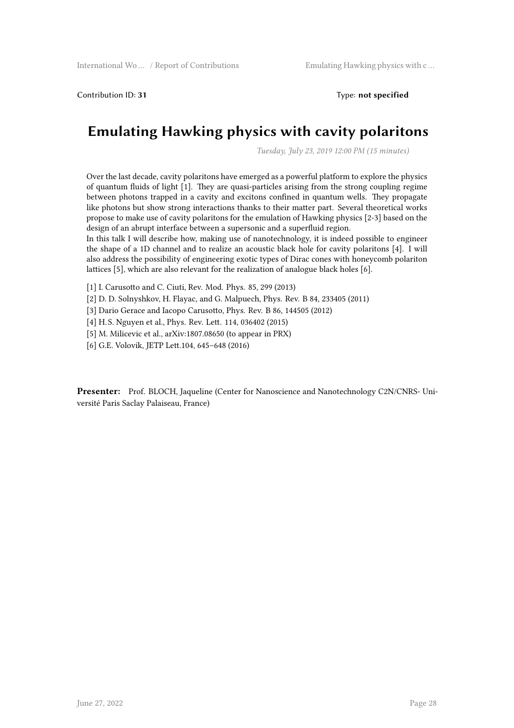Contribution ID: **31** Type: **not specified**

# Emulating Hawking physics with cavity polaritons

*Tuesday, July 23, 2019 12:00 PM (15 minutes)*

Over the last decade, cavity polaritons have emerged as a powerful platform to explore the physics of quantum fluids of light [1]. They are quasi-particles arising from the strong coupling regime between photons trapped in a cavity and excitons confined in quantum wells. They propagate like photons but show strong interactions thanks to their matter part. Several theoretical works propose to make use of cavity polaritons for the emulation of Hawking physics [2-3] based on the design of an abrupt interface between a supersonic and a superfluid region.
In this talk I will describe how, making use of nanotechnology, it is indeed possible to engineer the shape of a 1D channel and to realize an acoustic black hole for cavity polaritons [4]. I will also address the possibility of engineering exotic types of Dirac cones with honeycomb polariton lattices [5], which are also relevant for the realization of analogue black holes [6].

[1] I. Carusotto and C. Ciuti, Rev. Mod. Phys. 85, 299 (2013)

[2] D. D. Solnyshkov, H. Flayac, and G. Malpuech, Phys. Rev. B 84, 233405 (2011)

[3] Dario Gerace and Iacopo Carusotto, Phys. Rev. B 86, 144505 (2012)

[4] H.S. Nguyen et al., Phys. Rev. Lett. 114, 036402 (2015)

[5] M. Milicevic et al., arXiv:1807.08650 (to appear in PRX)

[6] G.E. Volovik, JETP Lett.104, 645–648 (2016)

**Presenter:** Prof. BLOCH, Jaqueline (Center for Nanoscience and Nanotechnology C2N/CNRS- Université Paris Saclay Palaiseau, France)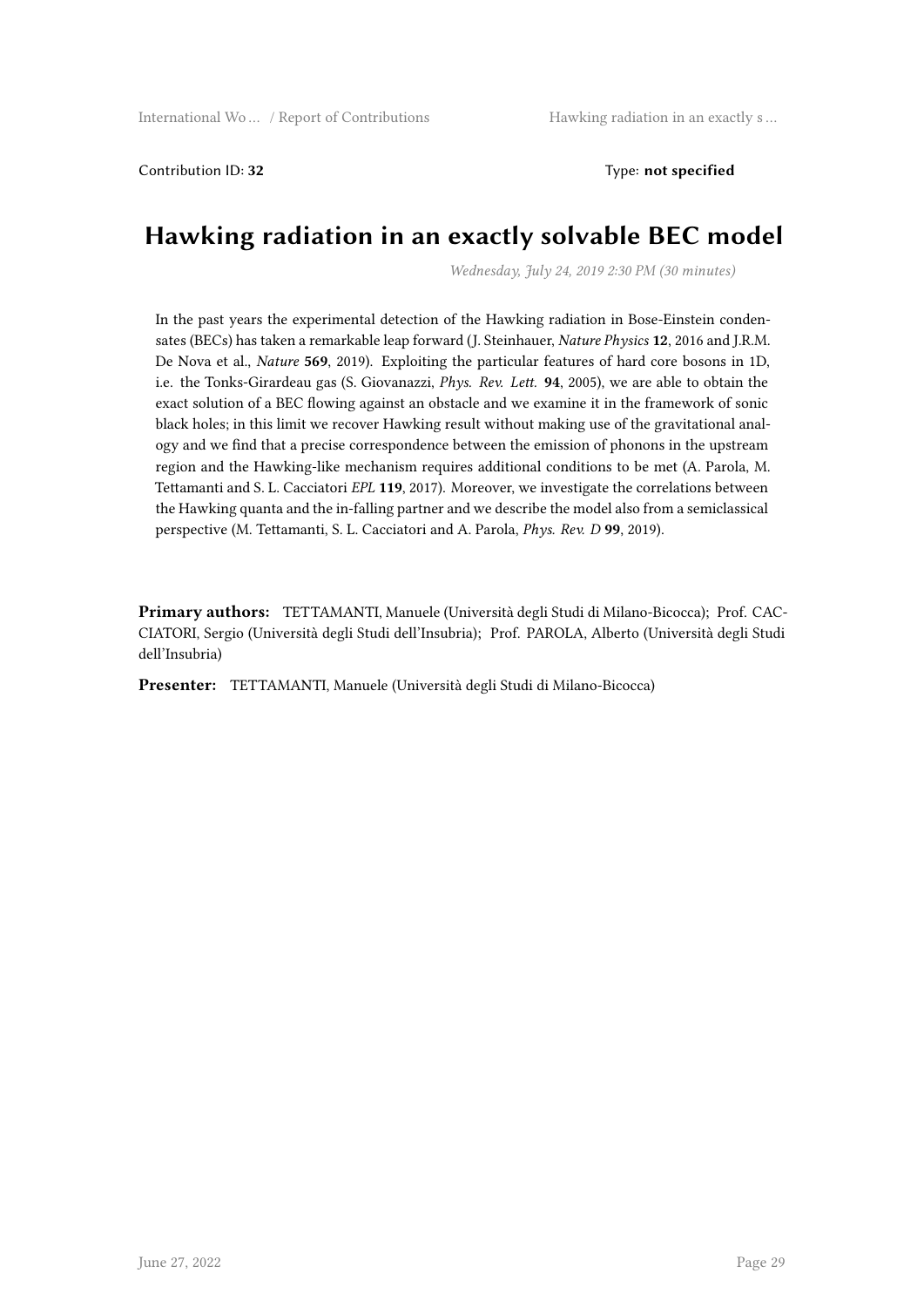Contribution ID: **32** Type: **not specified**

# Hawking radiation in an exactly solvable BEC model

*Wednesday, July 24, 2019 2:30 PM (30 minutes)*

In the past years the experimental detection of the Hawking radiation in Bose-Einstein condensates (BECs) has taken a remarkable leap forward (J. Steinhauer, *Nature Physics* **12**, 2016 and J.R.M. De Nova et al., *Nature* **569**, 2019). Exploiting the particular features of hard core bosons in 1D, i.e. the Tonks-Girardeau gas (S. Giovanazzi, *Phys. Rev. Lett.* **94**, 2005), we are able to obtain the exact solution of a BEC flowing against an obstacle and we examine it in the framework of sonic black holes; in this limit we recover Hawking result without making use of the gravitational analogy and we find that a precise correspondence between the emission of phonons in the upstream region and the Hawking-like mechanism requires additional conditions to be met (A. Parola, M. Tettamanti and S. L. Cacciatori *EPL* **119**, 2017). Moreover, we investigate the correlations between the Hawking quanta and the in-falling partner and we describe the model also from a semiclassical perspective (M. Tettamanti, S. L. Cacciatori and A. Parola, *Phys. Rev. D* **99**, 2019).

**Primary authors:** TETTAMANTI, Manuele (Università degli Studi di Milano-Bicocca); Prof. CACCIATORI, Sergio (Università degli Studi dell'Insubria); Prof. PAROLA, Alberto (Università degli Studi dell'Insubria)

**Presenter:** TETTAMANTI, Manuele (Università degli Studi di Milano-Bicocca)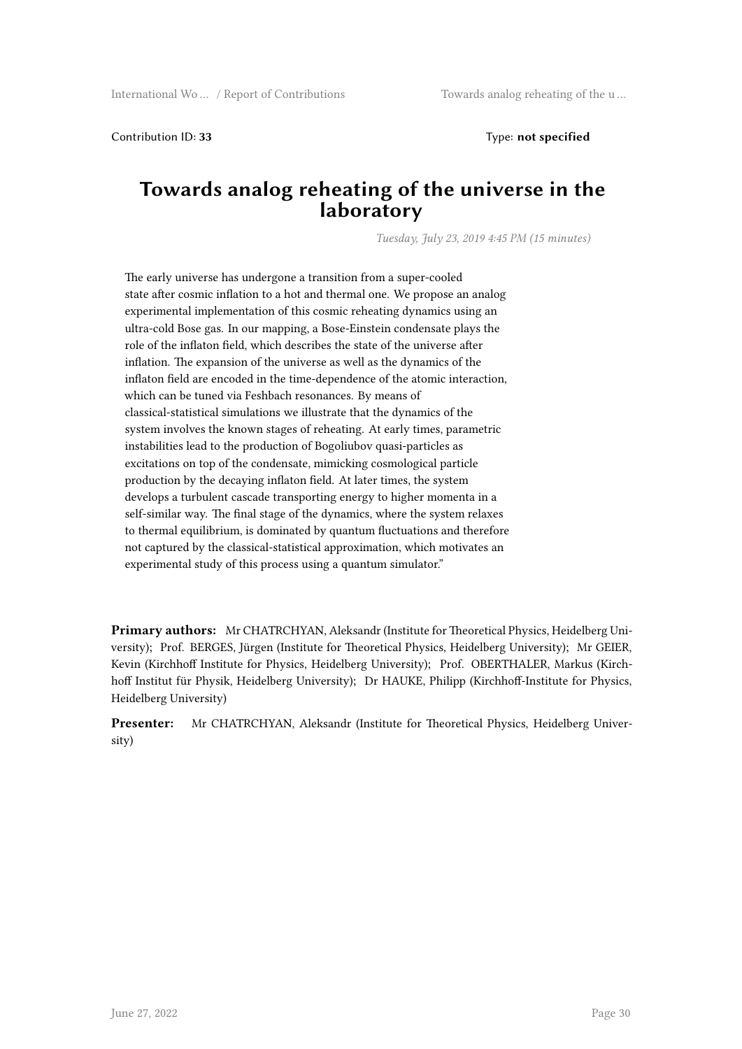Contribution ID: **33** Type: **not specified**

# Towards analog reheating of the universe in the laboratory

*Tuesday, July 23, 2019 4:45 PM (15 minutes)*

The early universe has undergone a transition from a super-cooled state after cosmic inflation to a hot and thermal one. We propose an analog experimental implementation of this cosmic reheating dynamics using an ultra-cold Bose gas. In our mapping, a Bose-Einstein condensate plays the role of the inflaton field, which describes the state of the universe after inflation. The expansion of the universe as well as the dynamics of the inflaton field are encoded in the time-dependence of the atomic interaction, which can be tuned via Feshbach resonances. By means of classical-statistical simulations we illustrate that the dynamics of the system involves the known stages of reheating. At early times, parametric instabilities lead to the production of Bogoliubov quasi-particles as excitations on top of the condensate, mimicking cosmological particle production by the decaying inflaton field. At later times, the system develops a turbulent cascade transporting energy to higher momenta in a self-similar way. The final stage of the dynamics, where the system relaxes to thermal equilibrium, is dominated by quantum fluctuations and therefore not captured by the classical-statistical approximation, which motivates an experimental study of this process using a quantum simulator."

**Primary authors:** Mr CHATRCHYAN, Aleksandr (Institute for Theoretical Physics, Heidelberg University); Prof. BERGES, Jürgen (Institute for Theoretical Physics, Heidelberg University); Mr GEIER, Kevin (Kirchhoff Institute for Physics, Heidelberg University); Prof. OBERTHALER, Markus (Kirchhoff Institut für Physik, Heidelberg University); Dr HAUKE, Philipp (Kirchhoff-Institute for Physics, Heidelberg University)

**Presenter:** Mr CHATRCHYAN, Aleksandr (Institute for Theoretical Physics, Heidelberg University)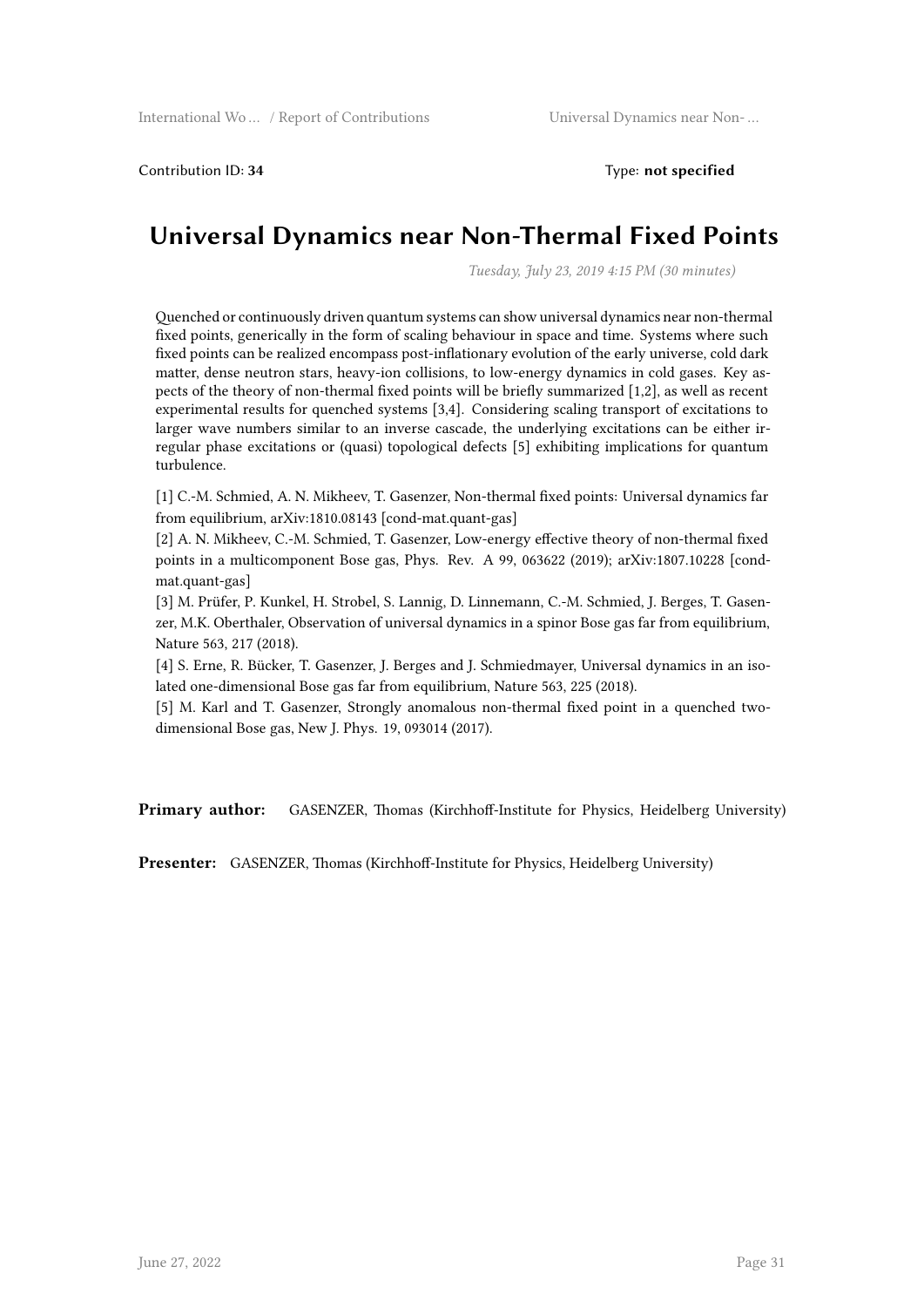Contribution ID: **34** Type: **not specified**

# Universal Dynamics near Non-Thermal Fixed Points

*Tuesday, July 23, 2019 4:15 PM (30 minutes)*

Quenched or continuously driven quantum systems can show universal dynamics near non-thermal fixed points, generically in the form of scaling behaviour in space and time. Systems where such fixed points can be realized encompass post-inflationary evolution of the early universe, cold dark matter, dense neutron stars, heavy-ion collisions, to low-energy dynamics in cold gases. Key aspects of the theory of non-thermal fixed points will be briefly summarized [1,2], as well as recent experimental results for quenched systems [3,4]. Considering scaling transport of excitations to larger wave numbers similar to an inverse cascade, the underlying excitations can be either irregular phase excitations or (quasi) topological defects [5] exhibiting implications for quantum turbulence.

[1] C.-M. Schmied, A. N. Mikheev, T. Gasenzer, Non-thermal fixed points: Universal dynamics far from equilibrium, arXiv:1810.08143 [cond-mat.quant-gas]

[2] A. N. Mikheev, C.-M. Schmied, T. Gasenzer, Low-energy effective theory of non-thermal fixed points in a multicomponent Bose gas, Phys. Rev. A 99, 063622 (2019); arXiv:1807.10228 [cond-mat.quant-gas]

[3] M. Prüfer, P. Kunkel, H. Strobel, S. Lannig, D. Linnemann, C.-M. Schmied, J. Berges, T. Gasenzer, M.K. Oberthaler, Observation of universal dynamics in a spinor Bose gas far from equilibrium, Nature 563, 217 (2018).

[4] S. Erne, R. Bücker, T. Gasenzer, J. Berges and J. Schmiedmayer, Universal dynamics in an isolated one-dimensional Bose gas far from equilibrium, Nature 563, 225 (2018).

[5] M. Karl and T. Gasenzer, Strongly anomalous non-thermal fixed point in a quenched two-dimensional Bose gas, New J. Phys. 19, 093014 (2017).

**Primary author:** GASENZER, Thomas (Kirchhoff-Institute for Physics, Heidelberg University)

**Presenter:** GASENZER, Thomas (Kirchhoff-Institute for Physics, Heidelberg University)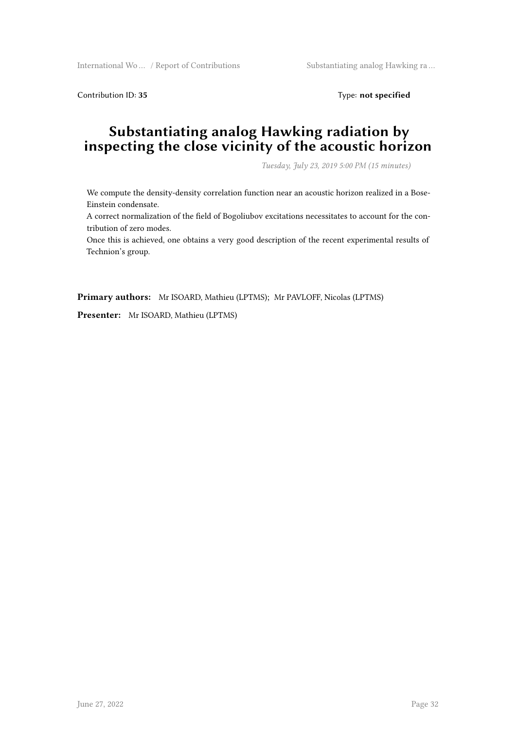Contribution ID: **35** Type: **not specified**

# Substantiating analog Hawking radiation by inspecting the close vicinity of the acoustic horizon

*Tuesday, July 23, 2019 5:00 PM (15 minutes)*

We compute the density-density correlation function near an acoustic horizon realized in a Bose-Einstein condensate.
A correct normalization of the field of Bogoliubov excitations necessitates to account for the contribution of zero modes.
Once this is achieved, one obtains a very good description of the recent experimental results of Technion's group.

**Primary authors:** Mr ISOARD, Mathieu (LPTMS); Mr PAVLOFF, Nicolas (LPTMS)

**Presenter:** Mr ISOARD, Mathieu (LPTMS)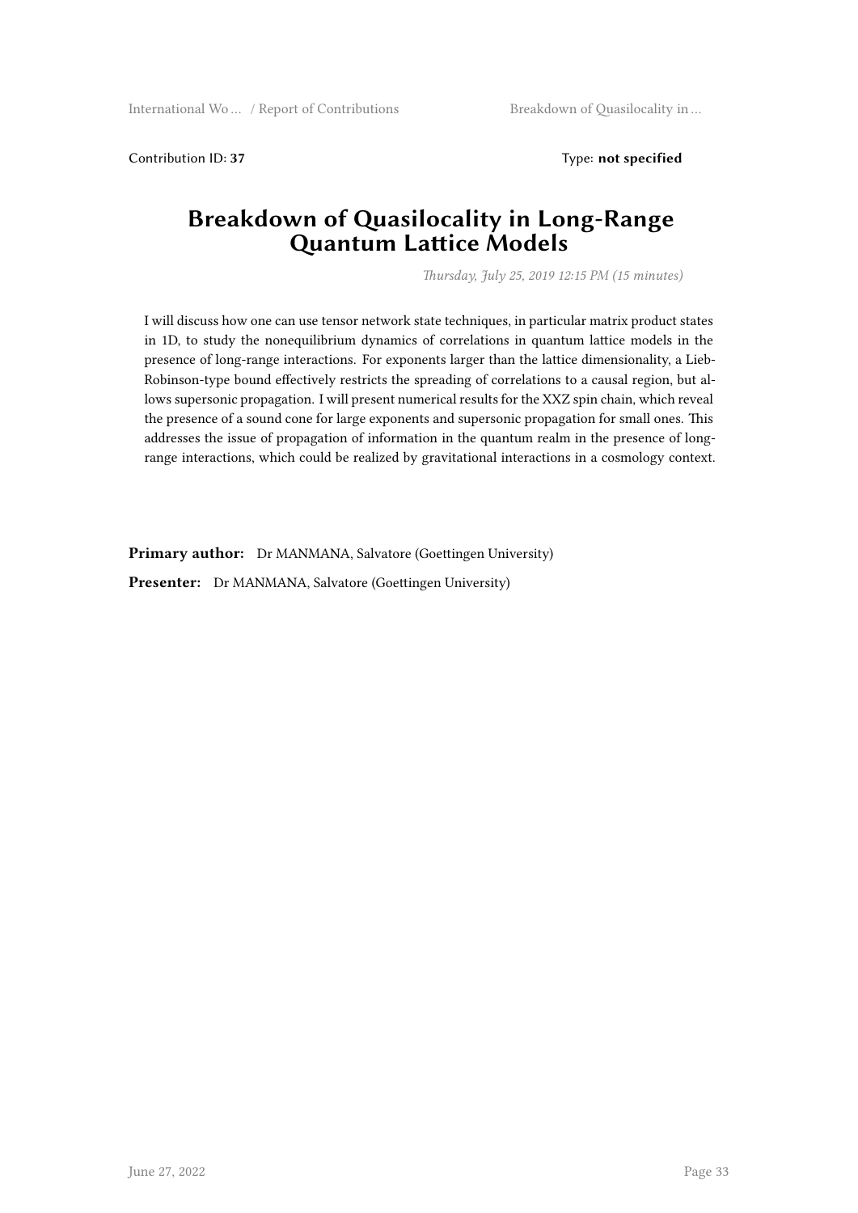Contribution ID: **37** Type: **not specified**

# Breakdown of Quasilocality in Long-Range Quantum Lattice Models

*Thursday, July 25, 2019 12:15 PM (15 minutes)*

I will discuss how one can use tensor network state techniques, in particular matrix product states in 1D, to study the nonequilibrium dynamics of correlations in quantum lattice models in the presence of long-range interactions. For exponents larger than the lattice dimensionality, a Lieb-Robinson-type bound effectively restricts the spreading of correlations to a causal region, but allows supersonic propagation. I will present numerical results for the XXZ spin chain, which reveal the presence of a sound cone for large exponents and supersonic propagation for small ones. This addresses the issue of propagation of information in the quantum realm in the presence of long-range interactions, which could be realized by gravitational interactions in a cosmology context.

**Primary author:** Dr MANMANA, Salvatore (Goettingen University)

**Presenter:** Dr MANMANA, Salvatore (Goettingen University)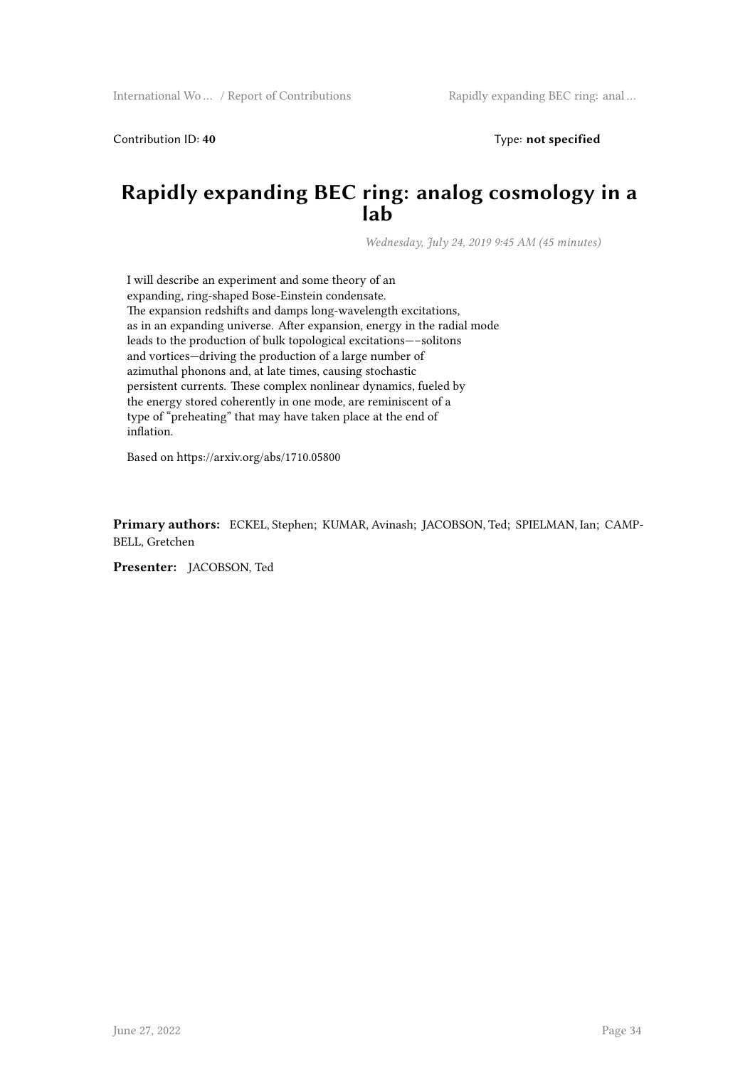Contribution ID: **40** Type: **not specified**

# Rapidly expanding BEC ring: analog cosmology in a lab

*Wednesday, July 24, 2019 9:45 AM (45 minutes)*

I will describe an experiment and some theory of an expanding, ring-shaped Bose-Einstein condensate. The expansion redshifts and damps long-wavelength excitations, as in an expanding universe. After expansion, energy in the radial mode leads to the production of bulk topological excitations—–solitons and vortices—driving the production of a large number of azimuthal phonons and, at late times, causing stochastic persistent currents. These complex nonlinear dynamics, fueled by the energy stored coherently in one mode, are reminiscent of a type of "preheating" that may have taken place at the end of inflation.

Based on https://arxiv.org/abs/1710.05800

**Primary authors:** ECKEL, Stephen; KUMAR, Avinash; JACOBSON, Ted; SPIELMAN, Ian; CAMPBELL, Gretchen

**Presenter:** JACOBSON, Ted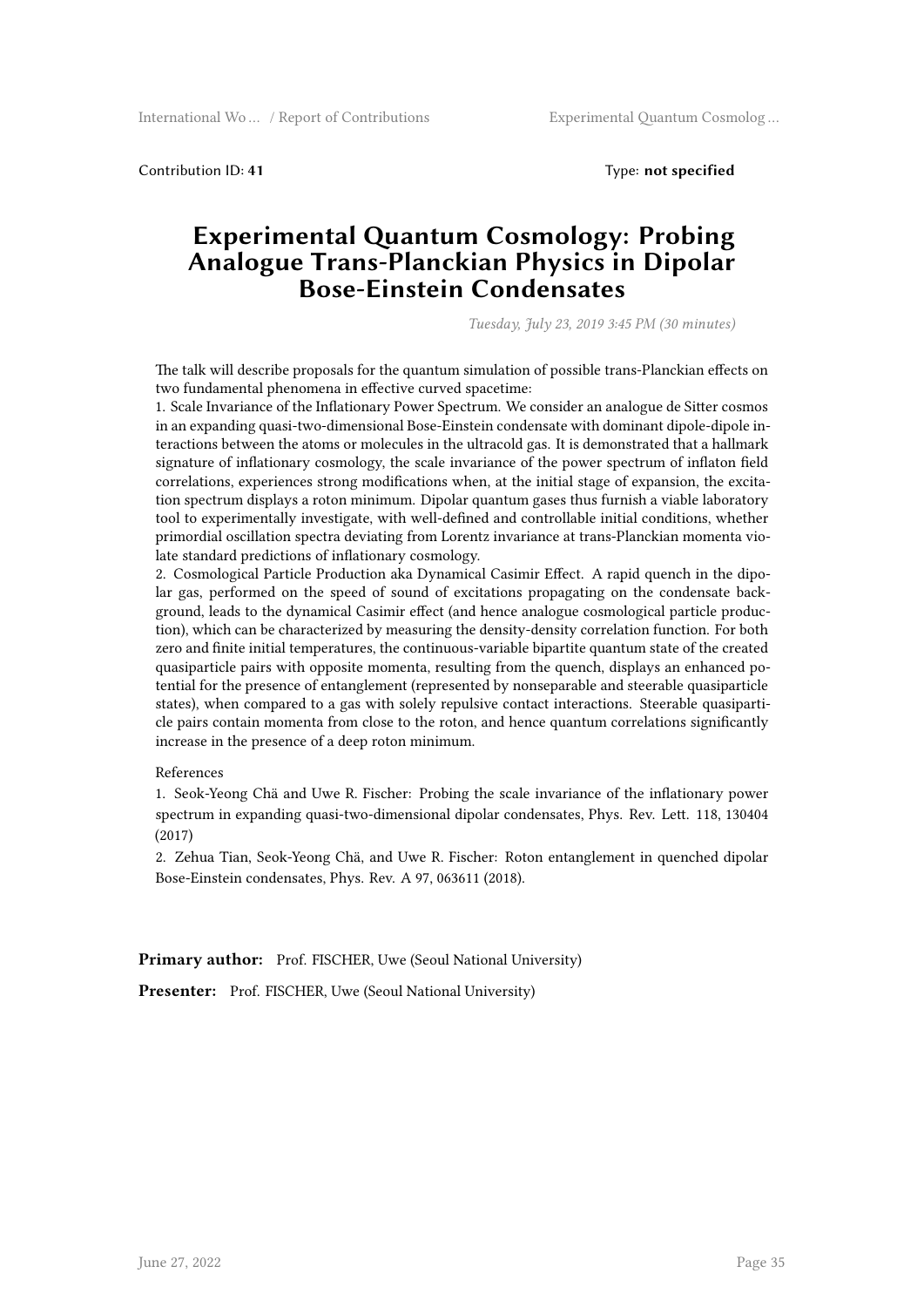Contribution ID: **41** Type: **not specified**

# Experimental Quantum Cosmology: Probing Analogue Trans-Planckian Physics in Dipolar Bose-Einstein Condensates

*Tuesday, July 23, 2019 3:45 PM (30 minutes)*

The talk will describe proposals for the quantum simulation of possible trans-Planckian effects on two fundamental phenomena in effective curved spacetime:

1. Scale Invariance of the Inflationary Power Spectrum. We consider an analogue de Sitter cosmos in an expanding quasi-two-dimensional Bose-Einstein condensate with dominant dipole-dipole interactions between the atoms or molecules in the ultracold gas. It is demonstrated that a hallmark signature of inflationary cosmology, the scale invariance of the power spectrum of inflaton field correlations, experiences strong modifications when, at the initial stage of expansion, the excitation spectrum displays a roton minimum. Dipolar quantum gases thus furnish a viable laboratory tool to experimentally investigate, with well-defined and controllable initial conditions, whether primordial oscillation spectra deviating from Lorentz invariance at trans-Planckian momenta violate standard predictions of inflationary cosmology.
2. Cosmological Particle Production aka Dynamical Casimir Effect. A rapid quench in the dipolar gas, performed on the speed of sound of excitations propagating on the condensate background, leads to the dynamical Casimir effect (and hence analogue cosmological particle production), which can be characterized by measuring the density-density correlation function. For both zero and finite initial temperatures, the continuous-variable bipartite quantum state of the created quasiparticle pairs with opposite momenta, resulting from the quench, displays an enhanced potential for the presence of entanglement (represented by nonseparable and steerable quasiparticle states), when compared to a gas with solely repulsive contact interactions. Steerable quasiparticle pairs contain momenta from close to the roton, and hence quantum correlations significantly increase in the presence of a deep roton minimum.

References

1. Seok-Yeong Chä and Uwe R. Fischer: Probing the scale invariance of the inflationary power spectrum in expanding quasi-two-dimensional dipolar condensates, Phys. Rev. Lett. 118, 130404 (2017)
2. Zehua Tian, Seok-Yeong Chä, and Uwe R. Fischer: Roton entanglement in quenched dipolar Bose-Einstein condensates, Phys. Rev. A 97, 063611 (2018).

**Primary author:** Prof. FISCHER, Uwe (Seoul National University)

**Presenter:** Prof. FISCHER, Uwe (Seoul National University)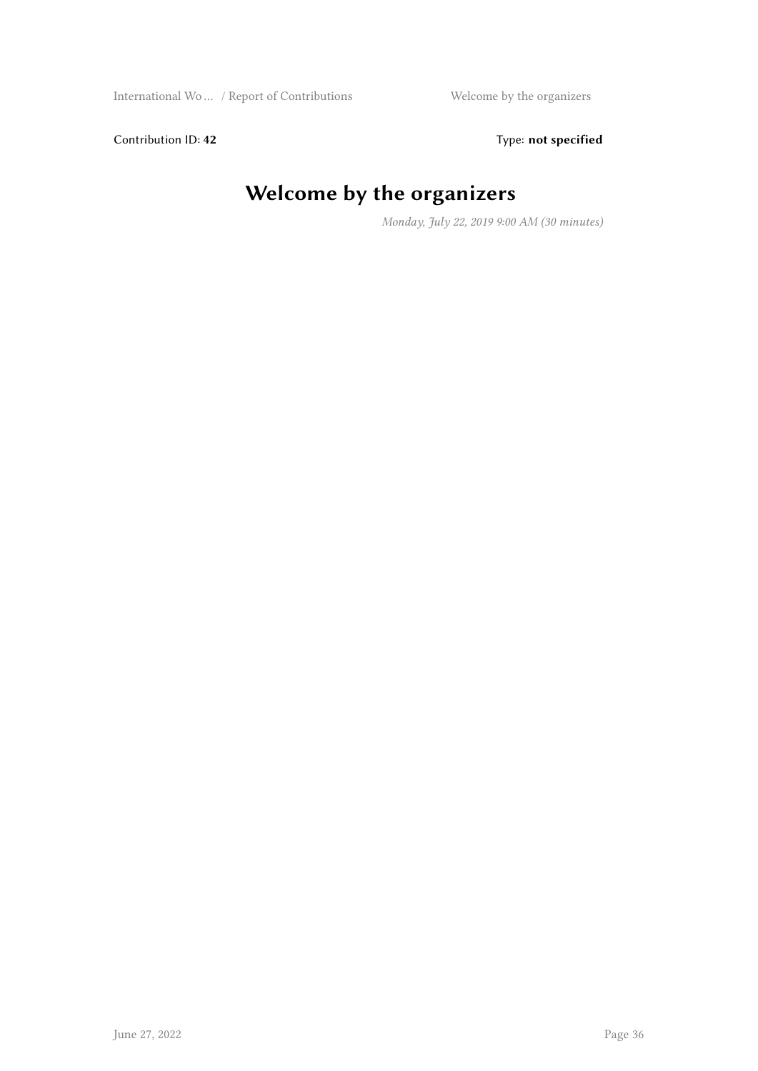Contribution ID: **42** Type: **not specified**

# Welcome by the organizers

*Monday, July 22, 2019 9:00 AM (30 minutes)*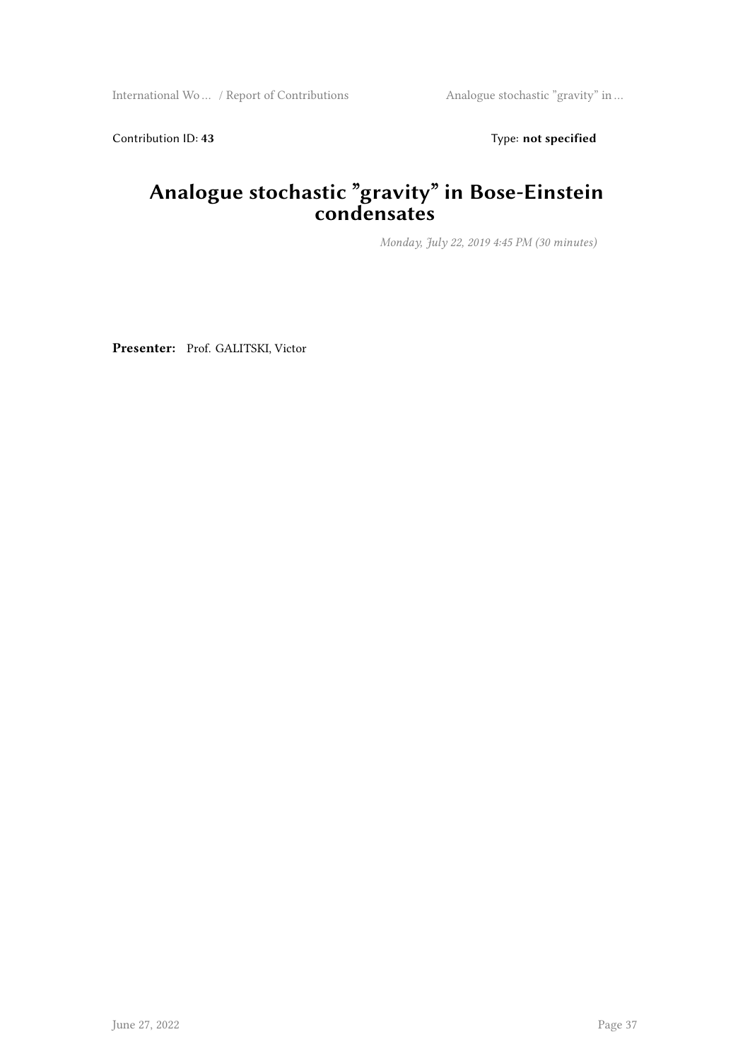Contribution ID: **43** Type: **not specified**

# Analogue stochastic "gravity" in Bose-Einstein condensates

*Monday, July 22, 2019 4:45 PM (30 minutes)*

**Presenter:** Prof. GALITSKI, Victor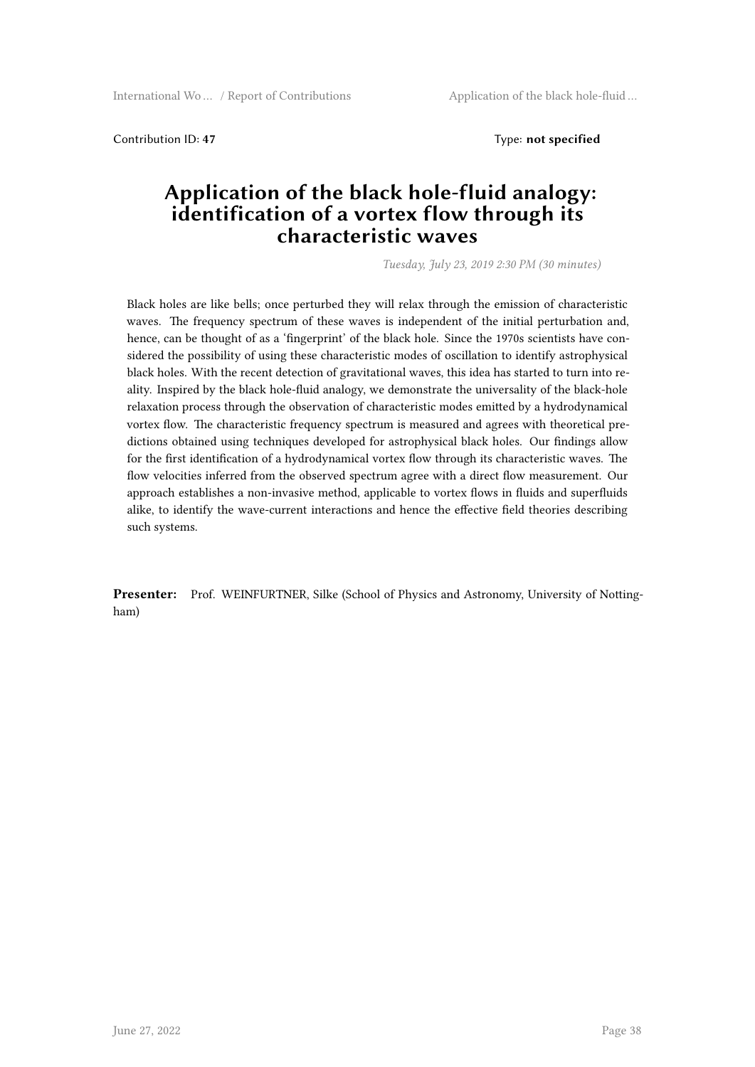Contribution ID: **47** Type: **not specified**

# Application of the black hole-fluid analogy: identification of a vortex flow through its characteristic waves

*Tuesday, July 23, 2019 2:30 PM (30 minutes)*

Black holes are like bells; once perturbed they will relax through the emission of characteristic waves. The frequency spectrum of these waves is independent of the initial perturbation and, hence, can be thought of as a 'fingerprint' of the black hole. Since the 1970s scientists have considered the possibility of using these characteristic modes of oscillation to identify astrophysical black holes. With the recent detection of gravitational waves, this idea has started to turn into reality. Inspired by the black hole-fluid analogy, we demonstrate the universality of the black-hole relaxation process through the observation of characteristic modes emitted by a hydrodynamical vortex flow. The characteristic frequency spectrum is measured and agrees with theoretical predictions obtained using techniques developed for astrophysical black holes. Our findings allow for the first identification of a hydrodynamical vortex flow through its characteristic waves. The flow velocities inferred from the observed spectrum agree with a direct flow measurement. Our approach establishes a non-invasive method, applicable to vortex flows in fluids and superfluids alike, to identify the wave-current interactions and hence the effective field theories describing such systems.

**Presenter:** Prof. WEINFURTNER, Silke (School of Physics and Astronomy, University of Nottingham)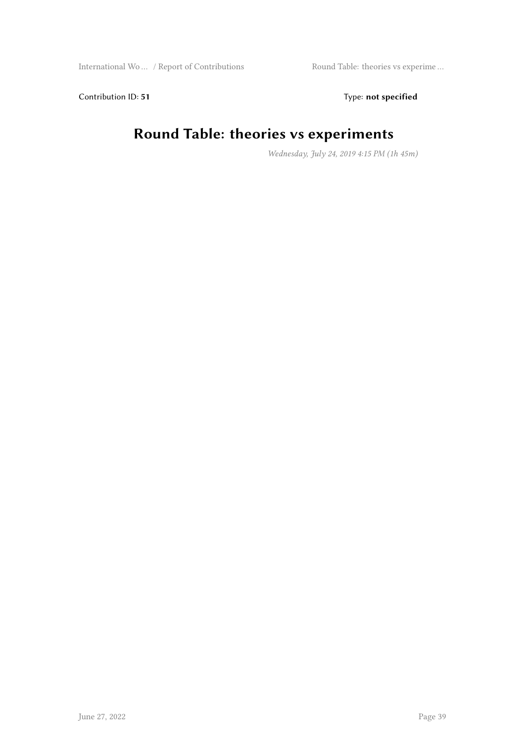Contribution ID: **51** Type: **not specified**

# Round Table: theories vs experiments

*Wednesday, July 24, 2019 4:15 PM (1h 45m)*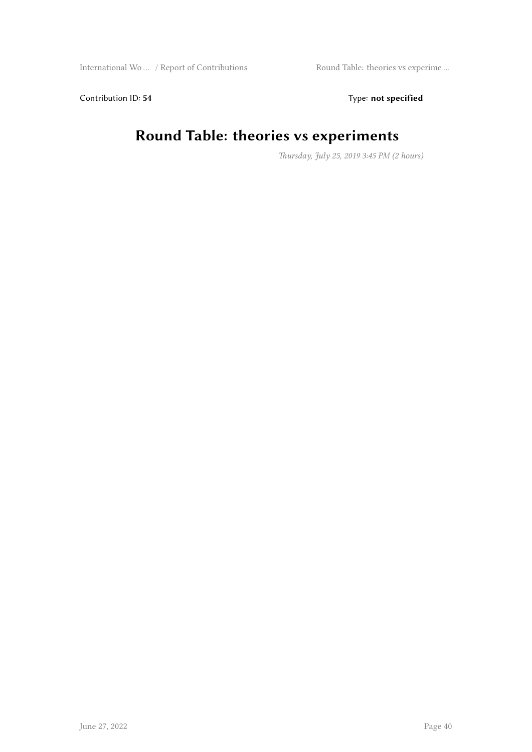Contribution ID: **54** Type: **not specified**

# Round Table: theories vs experiments

*Thursday, July 25, 2019 3:45 PM (2 hours)*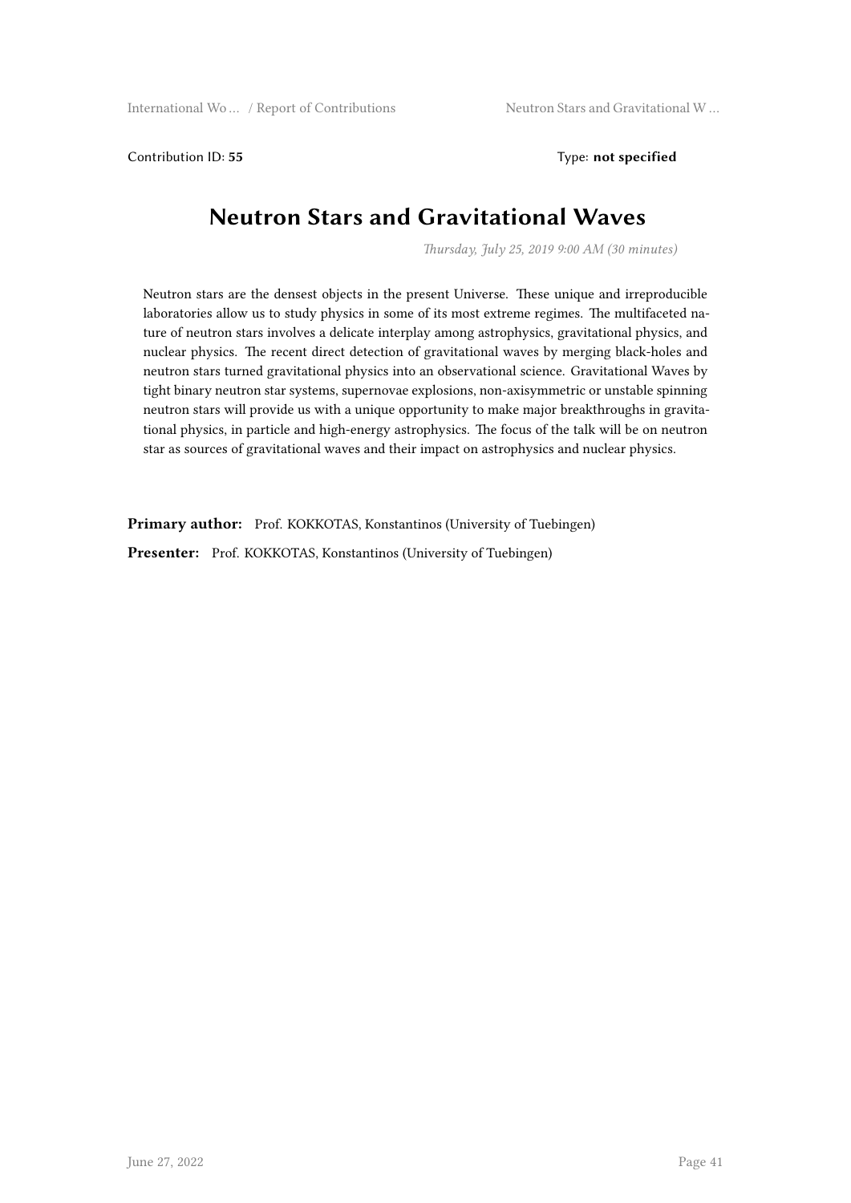Contribution ID: **55** Type: **not specified**

# Neutron Stars and Gravitational Waves

*Thursday, July 25, 2019 9:00 AM (30 minutes)*

Neutron stars are the densest objects in the present Universe. These unique and irreproducible laboratories allow us to study physics in some of its most extreme regimes. The multifaceted nature of neutron stars involves a delicate interplay among astrophysics, gravitational physics, and nuclear physics. The recent direct detection of gravitational waves by merging black-holes and neutron stars turned gravitational physics into an observational science. Gravitational Waves by tight binary neutron star systems, supernovae explosions, non-axisymmetric or unstable spinning neutron stars will provide us with a unique opportunity to make major breakthroughs in gravitational physics, in particle and high-energy astrophysics. The focus of the talk will be on neutron star as sources of gravitational waves and their impact on astrophysics and nuclear physics.

**Primary author:** Prof. KOKKOTAS, Konstantinos (University of Tuebingen)

**Presenter:** Prof. KOKKOTAS, Konstantinos (University of Tuebingen)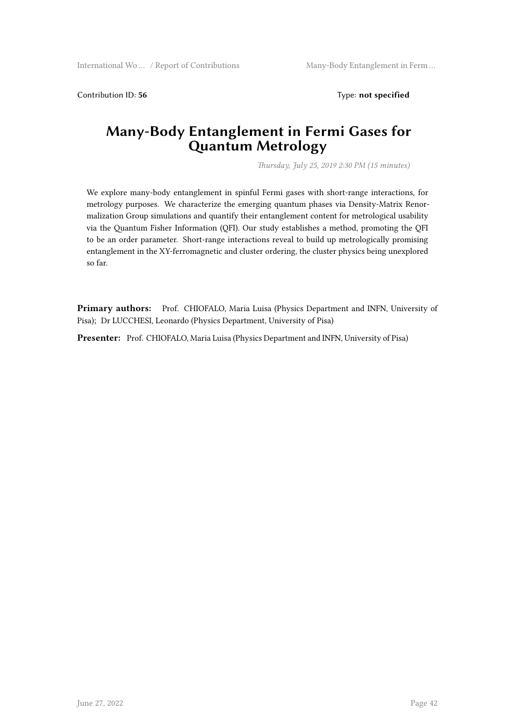Contribution ID: **56** Type: **not specified**

# Many-Body Entanglement in Fermi Gases for Quantum Metrology

*Thursday, July 25, 2019 2:30 PM (15 minutes)*

We explore many-body entanglement in spinful Fermi gases with short-range interactions, for metrology purposes. We characterize the emerging quantum phases via Density-Matrix Renormalization Group simulations and quantify their entanglement content for metrological usability via the Quantum Fisher Information (QFI). Our study establishes a method, promoting the QFI to be an order parameter. Short-range interactions reveal to build up metrologically promising entanglement in the XY-ferromagnetic and cluster ordering, the cluster physics being unexplored so far.

**Primary authors:** Prof. CHIOFALO, Maria Luisa (Physics Department and INFN, University of Pisa); Dr LUCCHESI, Leonardo (Physics Department, University of Pisa)

**Presenter:** Prof. CHIOFALO, Maria Luisa (Physics Department and INFN, University of Pisa)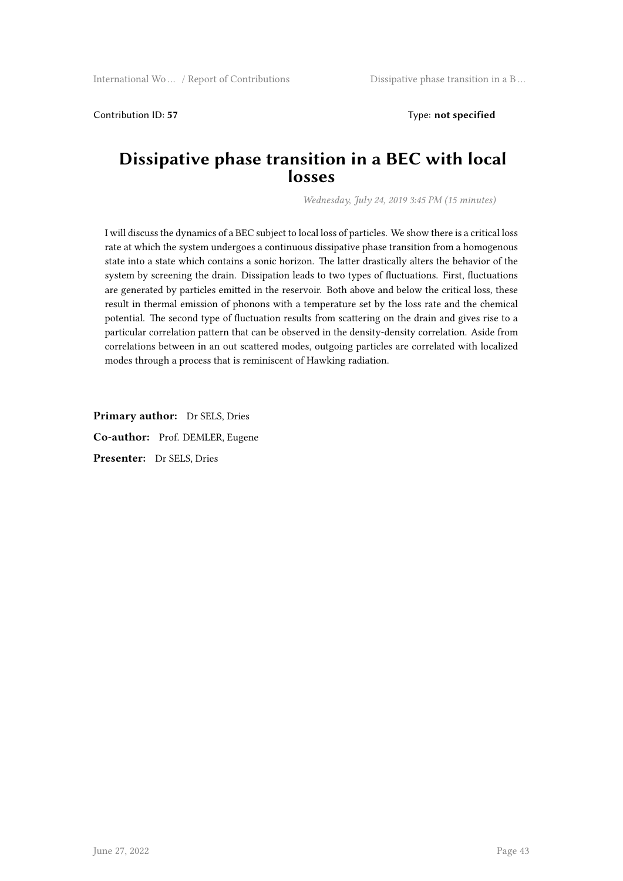Contribution ID: **57** Type: **not specified**

# Dissipative phase transition in a BEC with local losses

*Wednesday, July 24, 2019 3:45 PM (15 minutes)*

I will discuss the dynamics of a BEC subject to local loss of particles. We show there is a critical loss rate at which the system undergoes a continuous dissipative phase transition from a homogenous state into a state which contains a sonic horizon. The latter drastically alters the behavior of the system by screening the drain. Dissipation leads to two types of fluctuations. First, fluctuations are generated by particles emitted in the reservoir. Both above and below the critical loss, these result in thermal emission of phonons with a temperature set by the loss rate and the chemical potential. The second type of fluctuation results from scattering on the drain and gives rise to a particular correlation pattern that can be observed in the density-density correlation. Aside from correlations between in an out scattered modes, outgoing particles are correlated with localized modes through a process that is reminiscent of Hawking radiation.

**Primary author:** Dr SELS, Dries

**Co-author:** Prof. DEMLER, Eugene

**Presenter:** Dr SELS, Dries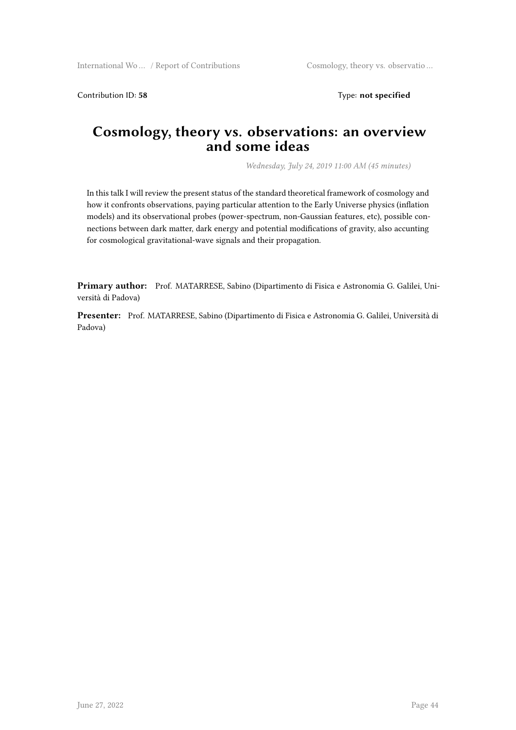Contribution ID: **58** Type: **not specified**

# Cosmology, theory vs. observations: an overview and some ideas

*Wednesday, July 24, 2019 11:00 AM (45 minutes)*

In this talk I will review the present status of the standard theoretical framework of cosmology and how it confronts observations, paying particular attention to the Early Universe physics (inflation models) and its observational probes (power-spectrum, non-Gaussian features, etc), possible connections between dark matter, dark energy and potential modifications of gravity, also accunting for cosmological gravitational-wave signals and their propagation.

**Primary author:** Prof. MATARRESE, Sabino (Dipartimento di Fisica e Astronomia G. Galilei, Università di Padova)

**Presenter:** Prof. MATARRESE, Sabino (Dipartimento di Fisica e Astronomia G. Galilei, Università di Padova)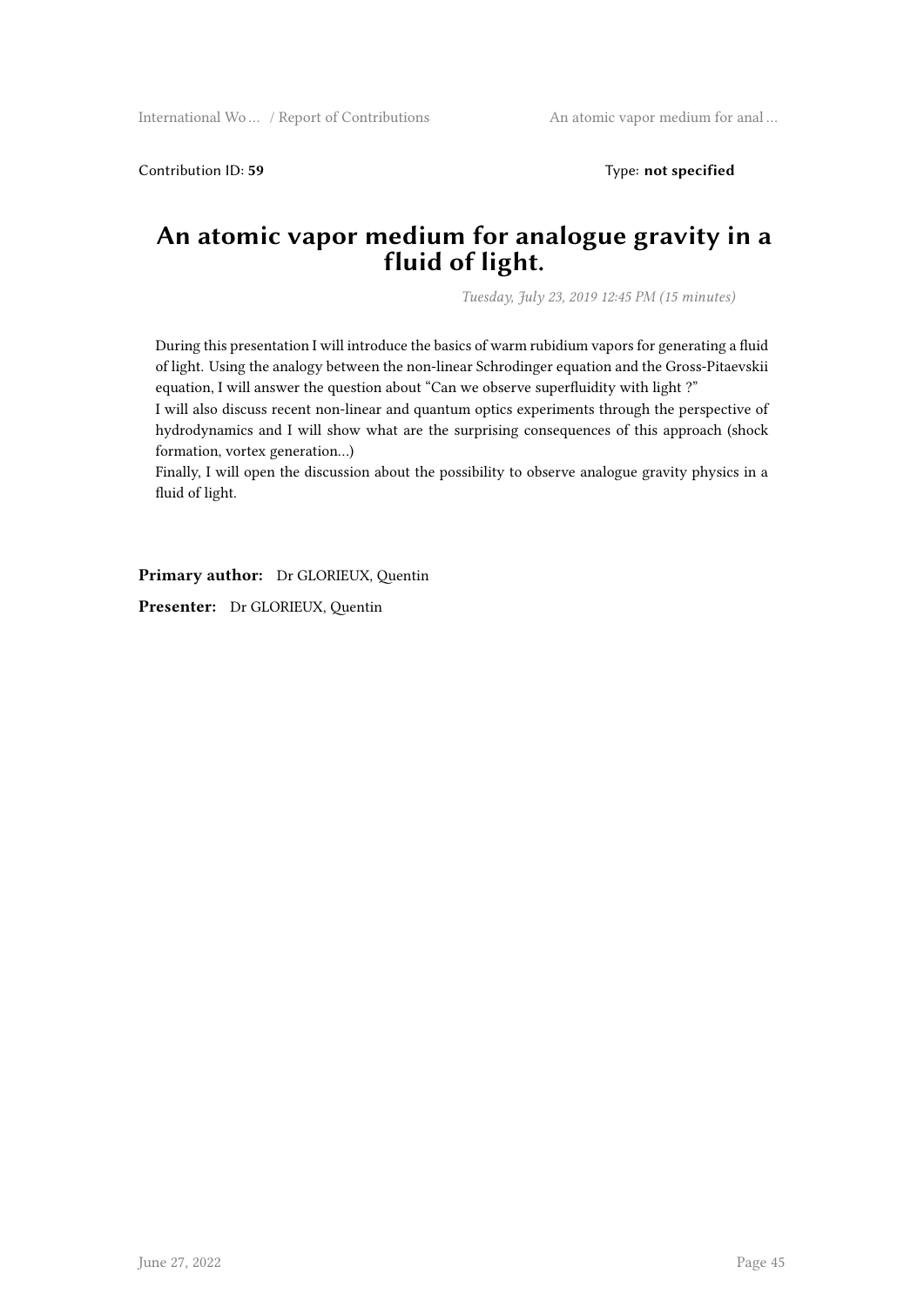Contribution ID: **59** Type: **not specified**

# An atomic vapor medium for analogue gravity in a fluid of light.

*Tuesday, July 23, 2019 12:45 PM (15 minutes)*

During this presentation I will introduce the basics of warm rubidium vapors for generating a fluid of light. Using the analogy between the non-linear Schrodinger equation and the Gross-Pitaevskii equation, I will answer the question about "Can we observe superfluidity with light ?"
I will also discuss recent non-linear and quantum optics experiments through the perspective of hydrodynamics and I will show what are the surprising consequences of this approach (shock formation, vortex generation…)
Finally, I will open the discussion about the possibility to observe analogue gravity physics in a fluid of light.

**Primary author:** Dr GLORIEUX, Quentin

**Presenter:** Dr GLORIEUX, Quentin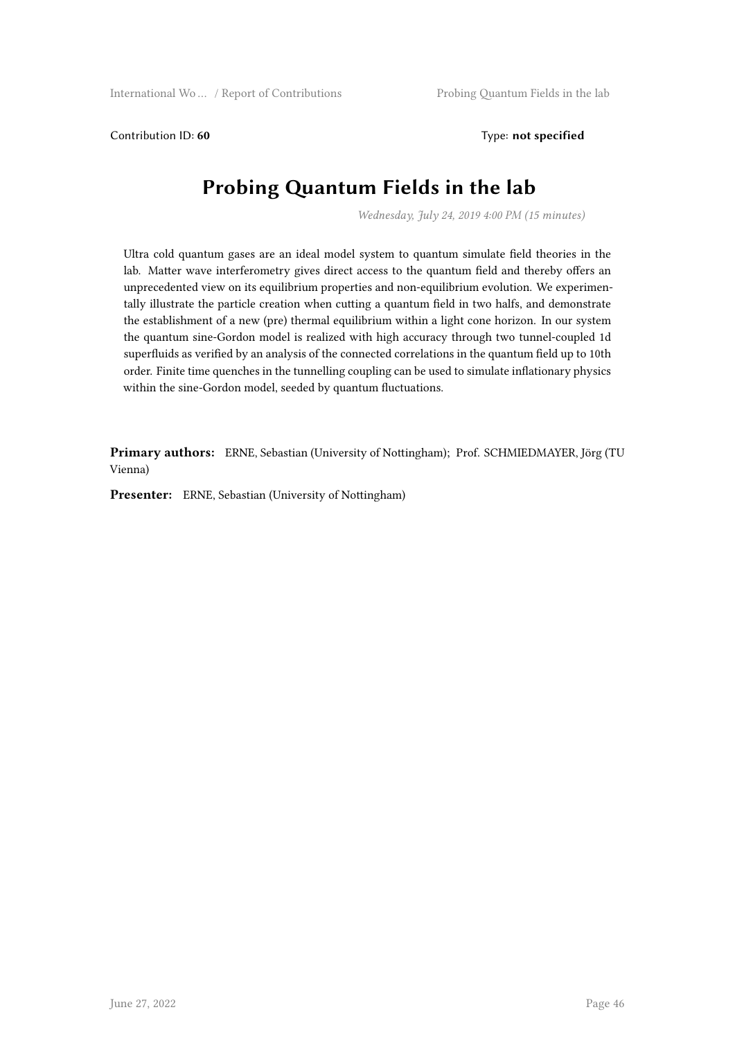Contribution ID: **60** Type: **not specified**

# Probing Quantum Fields in the lab

*Wednesday, July 24, 2019 4:00 PM (15 minutes)*

Ultra cold quantum gases are an ideal model system to quantum simulate field theories in the lab. Matter wave interferometry gives direct access to the quantum field and thereby offers an unprecedented view on its equilibrium properties and non-equilibrium evolution. We experimentally illustrate the particle creation when cutting a quantum field in two halfs, and demonstrate the establishment of a new (pre) thermal equilibrium within a light cone horizon. In our system the quantum sine-Gordon model is realized with high accuracy through two tunnel-coupled 1d superfluids as verified by an analysis of the connected correlations in the quantum field up to 10th order. Finite time quenches in the tunnelling coupling can be used to simulate inflationary physics within the sine-Gordon model, seeded by quantum fluctuations.

**Primary authors:** ERNE, Sebastian (University of Nottingham); Prof. SCHMIEDMAYER, Jörg (TU Vienna)

**Presenter:** ERNE, Sebastian (University of Nottingham)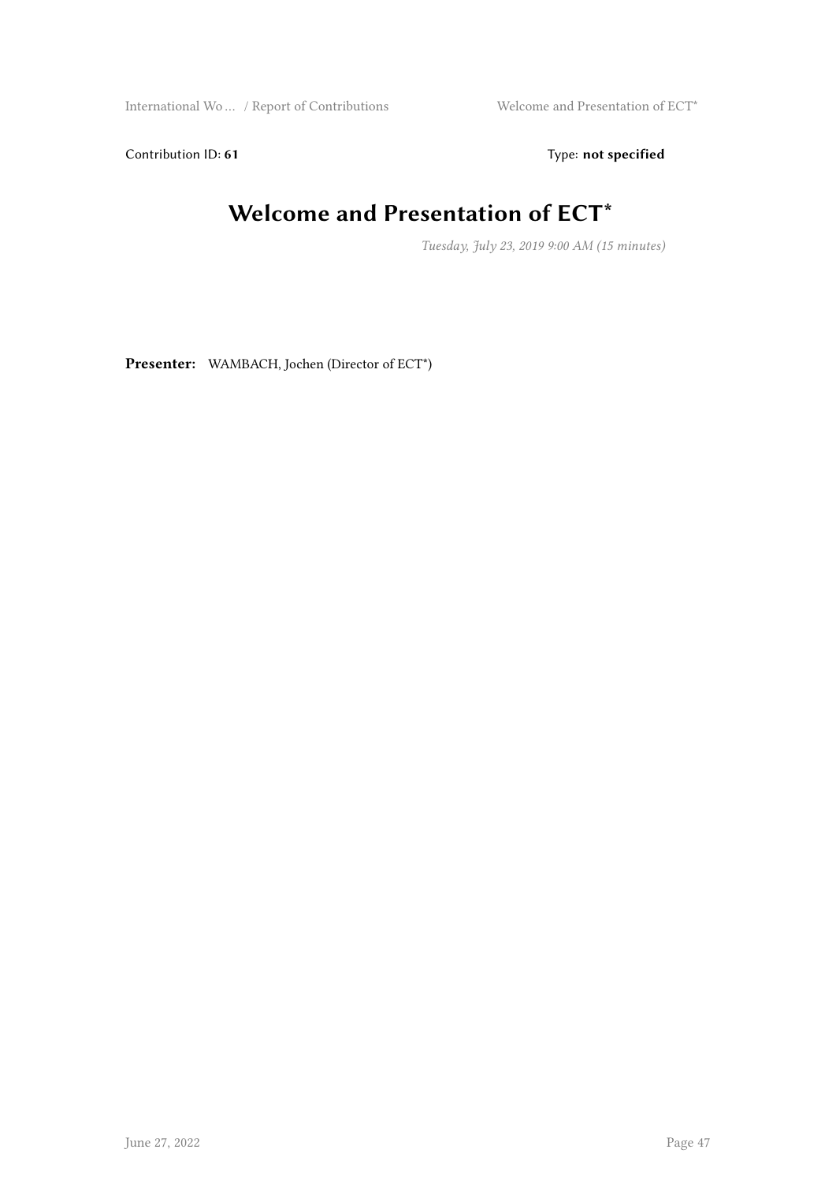Contribution ID: **61**

Type: **not specified**

# Welcome and Presentation of ECT*

*Tuesday, July 23, 2019 9:00 AM (15 minutes)*

**Presenter:** WAMBACH, Jochen (Director of ECT*)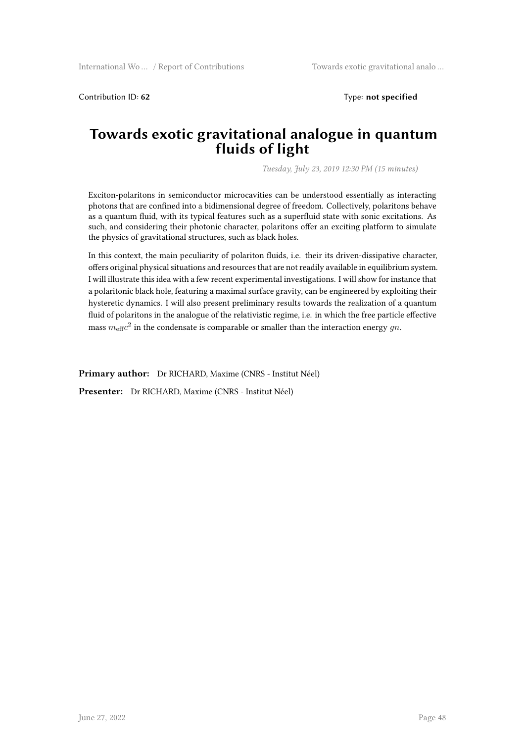Contribution ID: **62** Type: **not specified**

# Towards exotic gravitational analogue in quantum fluids of light

*Tuesday, July 23, 2019 12:30 PM (15 minutes)*

Exciton-polaritons in semiconductor microcavities can be understood essentially as interacting photons that are confined into a bidimensional degree of freedom. Collectively, polaritons behave as a quantum fluid, with its typical features such as a superfluid state with sonic excitations. As such, and considering their photonic character, polaritons offer an exciting platform to simulate the physics of gravitational structures, such as black holes.

In this context, the main peculiarity of polariton fluids, i.e. their its driven-dissipative character, offers original physical situations and resources that are not readily available in equilibrium system. I will illustrate this idea with a few recent experimental investigations. I will show for instance that a polaritonic black hole, featuring a maximal surface gravity, can be engineered by exploiting their hysteretic dynamics. I will also present preliminary results towards the realization of a quantum fluid of polaritons in the analogue of the relativistic regime, i.e. in which the free particle effective mass $m_{\mathrm{eff}}c^2$ in the condensate is comparable or smaller than the interaction energy $gn$.

**Primary author:** Dr RICHARD, Maxime (CNRS - Institut Néel)

**Presenter:** Dr RICHARD, Maxime (CNRS - Institut Néel)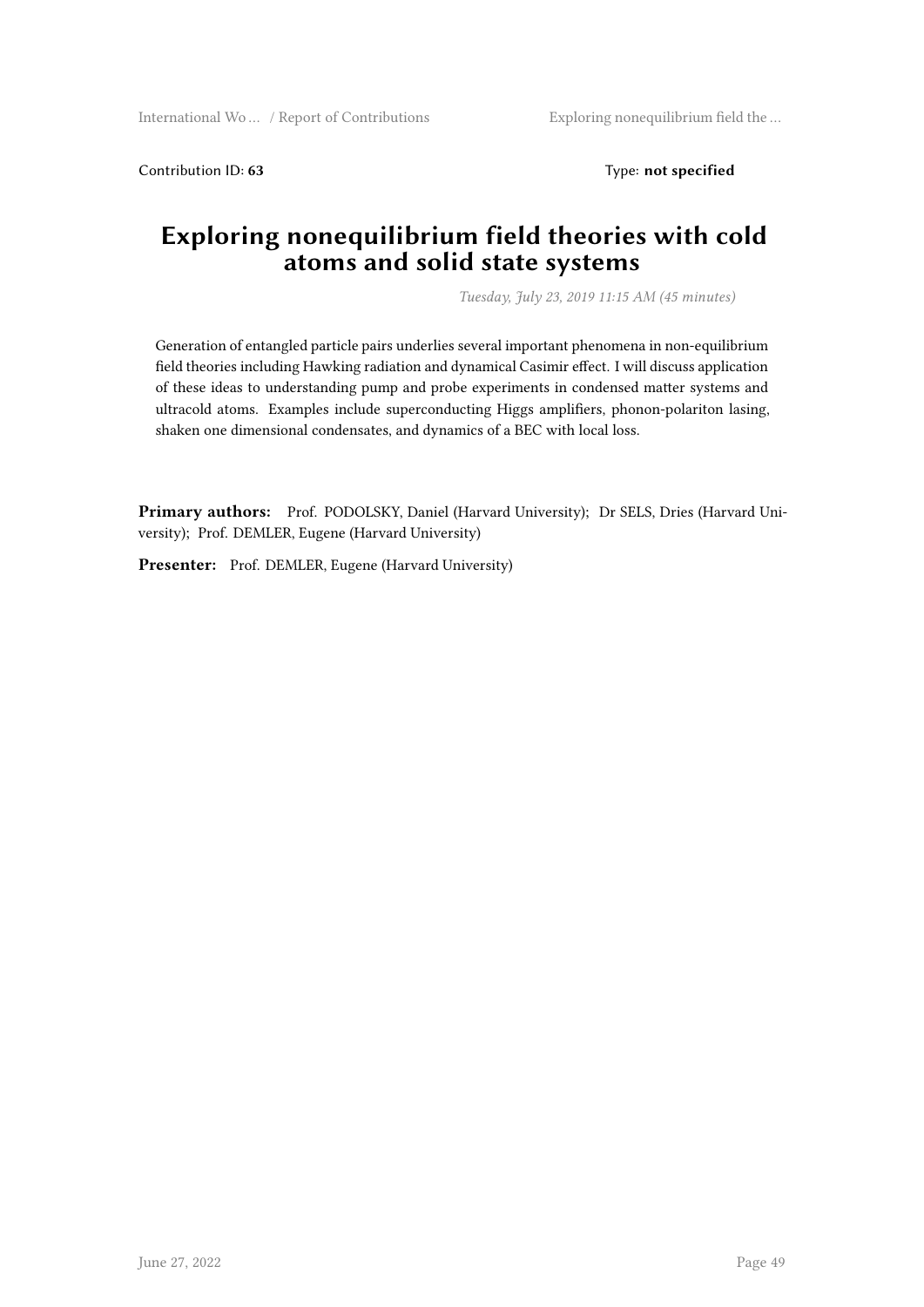Contribution ID: **63** Type: **not specified**

# Exploring nonequilibrium field theories with cold atoms and solid state systems

*Tuesday, July 23, 2019 11:15 AM (45 minutes)*

Generation of entangled particle pairs underlies several important phenomena in non-equilibrium field theories including Hawking radiation and dynamical Casimir effect. I will discuss application of these ideas to understanding pump and probe experiments in condensed matter systems and ultracold atoms. Examples include superconducting Higgs amplifiers, phonon-polariton lasing, shaken one dimensional condensates, and dynamics of a BEC with local loss.

**Primary authors:** Prof. PODOLSKY, Daniel (Harvard University); Dr SELS, Dries (Harvard University); Prof. DEMLER, Eugene (Harvard University)

**Presenter:** Prof. DEMLER, Eugene (Harvard University)